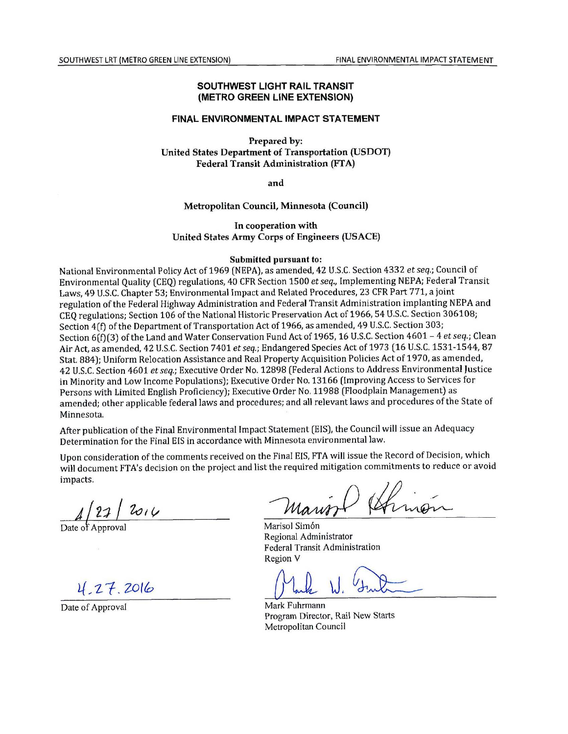# SOUTHWEST LIGHT RAIL TRANSIT (METRO GREEN LINE EXTENSION)

## FINAL ENVIRONMENTAL IMPACT STATEMENT

**Prepared by:**
**United States Department of Transportation (USDOT)**
**Federal Transit Administration (FTA)**

**and**

**Metropolitan Council, Minnesota (Council)**

**In cooperation with**
**United States Army Corps of Engineers (USACE)**

**Submitted pursuant to:**

National Environmental Policy Act of 1969 (NEPA), as amended, 42 U.S.C. Section 4332 *et seq.*; Council of Environmental Quality (CEQ) regulations, 40 CFR Section 1500 *et seq.*, Implementing NEPA; Federal Transit Laws, 49 U.S.C. Chapter 53; Environmental Impact and Related Procedures, 23 CFR Part 771, a joint regulation of the Federal Highway Administration and Federal Transit Administration implanting NEPA and CEQ regulations; Section 106 of the National Historic Preservation Act of 1966, 54 U.S.C. Section 306108; Section 4(f) of the Department of Transportation Act of 1966, as amended, 49 U.S.C. Section 303; Section 6(f)(3) of the Land and Water Conservation Fund Act of 1965, 16 U.S.C. Section 4601 – 4 *et seq.*; Clean Air Act, as amended, 42 U.S.C. Section 7401 *et seq.*; Endangered Species Act of 1973 (16 U.S.C. 1531-1544, 87 Stat. 884); Uniform Relocation Assistance and Real Property Acquisition Policies Act of 1970, as amended, 42 U.S.C. Section 4601 *et seq.*; Executive Order No. 12898 (Federal Actions to Address Environmental Justice in Minority and Low Income Populations); Executive Order No. 13166 (Improving Access to Services for Persons with Limited English Proficiency); Executive Order No. 11988 (Floodplain Management) as amended; other applicable federal laws and procedures; and all relevant laws and procedures of the State of Minnesota.

After publication of the Final Environmental Impact Statement (EIS), the Council will issue an Adequacy Determination for the Final EIS in accordance with Minnesota environmental law.

Upon consideration of the comments received on the Final EIS, FTA will issue the Record of Decision, which will document FTA's decision on the project and list the required mitigation commitments to reduce or avoid impacts.

4/27/2016
Date of Approval

Marisol Simón
Regional Administrator
Federal Transit Administration
Region V

4.27.2016
Date of Approval

Mark Fuhrmann
Program Director, Rail New Starts
Metropolitan Council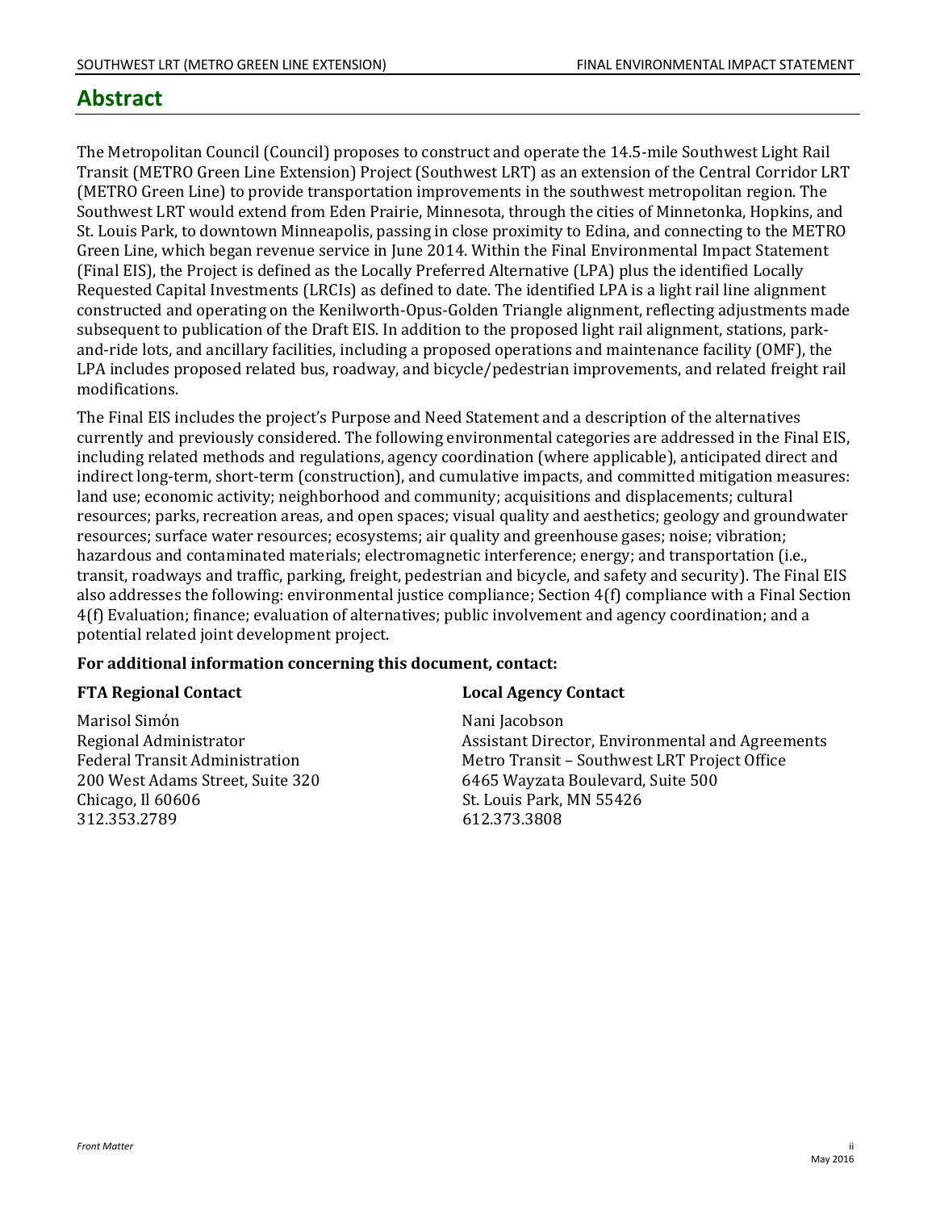# Abstract

The Metropolitan Council (Council) proposes to construct and operate the 14.5-mile Southwest Light Rail Transit (METRO Green Line Extension) Project (Southwest LRT) as an extension of the Central Corridor LRT (METRO Green Line) to provide transportation improvements in the southwest metropolitan region. The Southwest LRT would extend from Eden Prairie, Minnesota, through the cities of Minnetonka, Hopkins, and St. Louis Park, to downtown Minneapolis, passing in close proximity to Edina, and connecting to the METRO Green Line, which began revenue service in June 2014. Within the Final Environmental Impact Statement (Final EIS), the Project is defined as the Locally Preferred Alternative (LPA) plus the identified Locally Requested Capital Investments (LRCIs) as defined to date. The identified LPA is a light rail line alignment constructed and operating on the Kenilworth-Opus-Golden Triangle alignment, reflecting adjustments made subsequent to publication of the Draft EIS. In addition to the proposed light rail alignment, stations, park-and-ride lots, and ancillary facilities, including a proposed operations and maintenance facility (OMF), the LPA includes proposed related bus, roadway, and bicycle/pedestrian improvements, and related freight rail modifications.

The Final EIS includes the project's Purpose and Need Statement and a description of the alternatives currently and previously considered. The following environmental categories are addressed in the Final EIS, including related methods and regulations, agency coordination (where applicable), anticipated direct and indirect long-term, short-term (construction), and cumulative impacts, and committed mitigation measures: land use; economic activity; neighborhood and community; acquisitions and displacements; cultural resources; parks, recreation areas, and open spaces; visual quality and aesthetics; geology and groundwater resources; surface water resources; ecosystems; air quality and greenhouse gases; noise; vibration; hazardous and contaminated materials; electromagnetic interference; energy; and transportation (i.e., transit, roadways and traffic, parking, freight, pedestrian and bicycle, and safety and security). The Final EIS also addresses the following: environmental justice compliance; Section 4(f) compliance with a Final Section 4(f) Evaluation; finance; evaluation of alternatives; public involvement and agency coordination; and a potential related joint development project.

**For additional information concerning this document, contact:**

**FTA Regional Contact**

Marisol Simón
Regional Administrator
Federal Transit Administration
200 West Adams Street, Suite 320
Chicago, Il 60606
312.353.2789

**Local Agency Contact**

Nani Jacobson
Assistant Director, Environmental and Agreements
Metro Transit – Southwest LRT Project Office
6465 Wayzata Boulevard, Suite 500
St. Louis Park, MN 55426
612.373.3808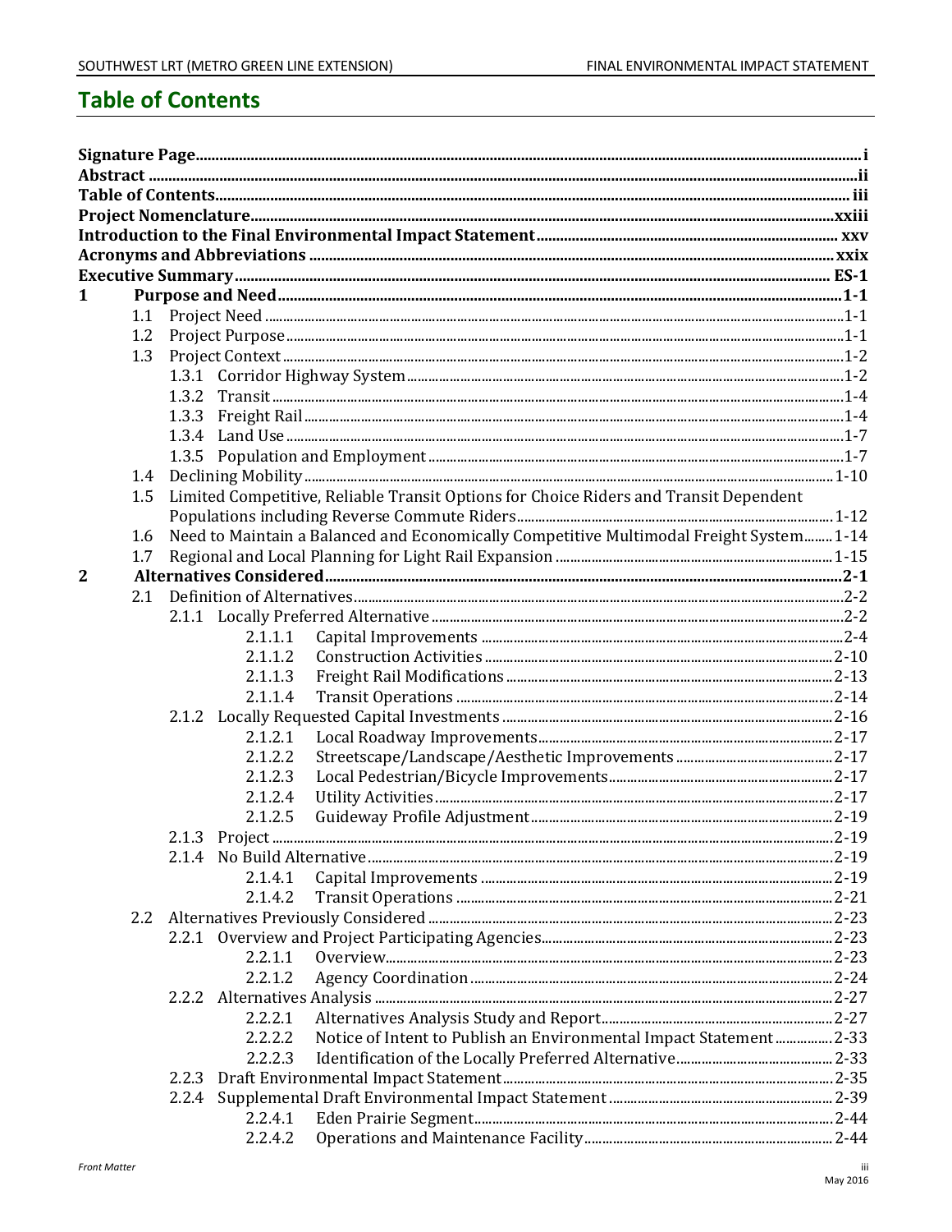# Table of Contents

**Signature Page** .... i
**Abstract** .... ii
**Table of Contents** .... iii
**Project Nomenclature** .... xxiii
**Introduction to the Final Environmental Impact Statement** .... xxv
**Acronyms and Abbreviations** .... xxix
**Executive Summary** .... ES-1

**1 Purpose and Need** .... 1-1
- 1.1 Project Need .... 1-1
- 1.2 Project Purpose .... 1-1
- 1.3 Project Context .... 1-2
  - 1.3.1 Corridor Highway System .... 1-2
  - 1.3.2 Transit .... 1-4
  - 1.3.3 Freight Rail .... 1-4
  - 1.3.4 Land Use .... 1-7
  - 1.3.5 Population and Employment .... 1-7
- 1.4 Declining Mobility .... 1-10
- 1.5 Limited Competitive, Reliable Transit Options for Choice Riders and Transit Dependent Populations including Reverse Commute Riders .... 1-12
- 1.6 Need to Maintain a Balanced and Economically Competitive Multimodal Freight System .... 1-14
- 1.7 Regional and Local Planning for Light Rail Expansion .... 1-15

**2 Alternatives Considered** .... 2-1
- 2.1 Definition of Alternatives .... 2-2
  - 2.1.1 Locally Preferred Alternative .... 2-2
    - 2.1.1.1 Capital Improvements .... 2-4
    - 2.1.1.2 Construction Activities .... 2-10
    - 2.1.1.3 Freight Rail Modifications .... 2-13
    - 2.1.1.4 Transit Operations .... 2-14
  - 2.1.2 Locally Requested Capital Investments .... 2-16
    - 2.1.2.1 Local Roadway Improvements .... 2-17
    - 2.1.2.2 Streetscape/Landscape/Aesthetic Improvements .... 2-17
    - 2.1.2.3 Local Pedestrian/Bicycle Improvements .... 2-17
    - 2.1.2.4 Utility Activities .... 2-17
    - 2.1.2.5 Guideway Profile Adjustment .... 2-19
  - 2.1.3 Project .... 2-19
  - 2.1.4 No Build Alternative .... 2-19
    - 2.1.4.1 Capital Improvements .... 2-19
    - 2.1.4.2 Transit Operations .... 2-21
- 2.2 Alternatives Previously Considered .... 2-23
  - 2.2.1 Overview and Project Participating Agencies .... 2-23
    - 2.2.1.1 Overview .... 2-23
    - 2.2.1.2 Agency Coordination .... 2-24
  - 2.2.2 Alternatives Analysis .... 2-27
    - 2.2.2.1 Alternatives Analysis Study and Report .... 2-27
    - 2.2.2.2 Notice of Intent to Publish an Environmental Impact Statement .... 2-33
    - 2.2.2.3 Identification of the Locally Preferred Alternative .... 2-33
  - 2.2.3 Draft Environmental Impact Statement .... 2-35
  - 2.2.4 Supplemental Draft Environmental Impact Statement .... 2-39
    - 2.2.4.1 Eden Prairie Segment .... 2-44
    - 2.2.4.2 Operations and Maintenance Facility .... 2-44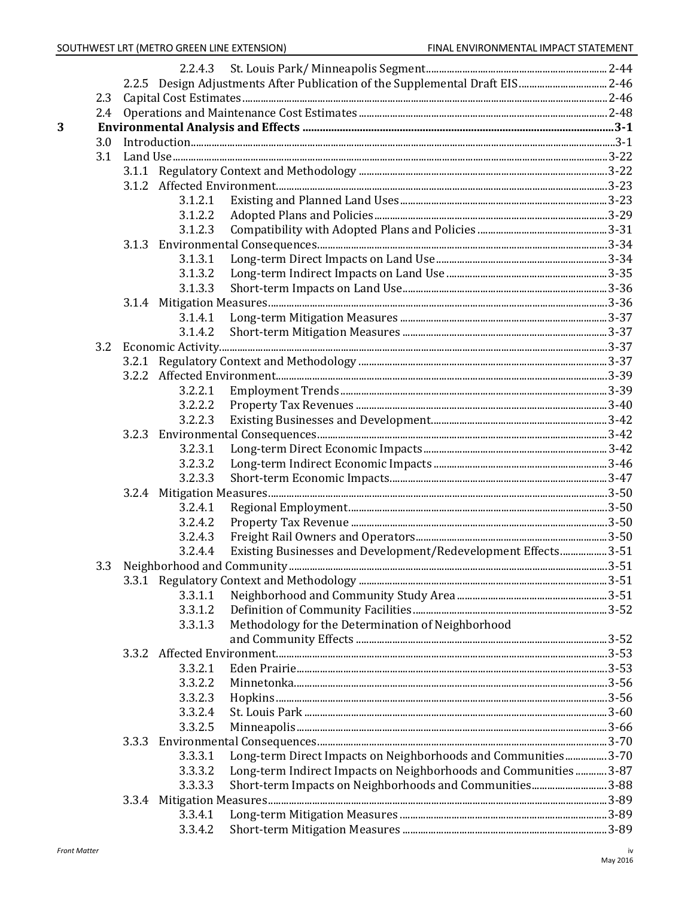| | | | | |
|---|---|---|---|---|
| | | | 2.2.4.3 St. Louis Park/ Minneapolis Segment | 2-44 |
| | | 2.2.5 | Design Adjustments After Publication of the Supplemental Draft EIS | 2-46 |
| | 2.3 | | Capital Cost Estimates | 2-46 |
| | 2.4 | | Operations and Maintenance Cost Estimates | 2-48 |
| **3** | | | **Environmental Analysis and Effects** | **3-1** |
| | 3.0 | | Introduction | 3-1 |
| | 3.1 | | Land Use | 3-22 |
| | | 3.1.1 | Regulatory Context and Methodology | 3-22 |
| | | 3.1.2 | Affected Environment | 3-23 |
| | | | 3.1.2.1 Existing and Planned Land Uses | 3-23 |
| | | | 3.1.2.2 Adopted Plans and Policies | 3-29 |
| | | | 3.1.2.3 Compatibility with Adopted Plans and Policies | 3-31 |
| | | 3.1.3 | Environmental Consequences | 3-34 |
| | | | 3.1.3.1 Long-term Direct Impacts on Land Use | 3-34 |
| | | | 3.1.3.2 Long-term Indirect Impacts on Land Use | 3-35 |
| | | | 3.1.3.3 Short-term Impacts on Land Use | 3-36 |
| | | 3.1.4 | Mitigation Measures | 3-36 |
| | | | 3.1.4.1 Long-term Mitigation Measures | 3-37 |
| | | | 3.1.4.2 Short-term Mitigation Measures | 3-37 |
| | 3.2 | | Economic Activity | 3-37 |
| | | 3.2.1 | Regulatory Context and Methodology | 3-37 |
| | | 3.2.2 | Affected Environment | 3-39 |
| | | | 3.2.2.1 Employment Trends | 3-39 |
| | | | 3.2.2.2 Property Tax Revenues | 3-40 |
| | | | 3.2.2.3 Existing Businesses and Development | 3-42 |
| | | 3.2.3 | Environmental Consequences | 3-42 |
| | | | 3.2.3.1 Long-term Direct Economic Impacts | 3-42 |
| | | | 3.2.3.2 Long-term Indirect Economic Impacts | 3-46 |
| | | | 3.2.3.3 Short-term Economic Impacts | 3-47 |
| | | 3.2.4 | Mitigation Measures | 3-50 |
| | | | 3.2.4.1 Regional Employment | 3-50 |
| | | | 3.2.4.2 Property Tax Revenue | 3-50 |
| | | | 3.2.4.3 Freight Rail Owners and Operators | 3-50 |
| | | | 3.2.4.4 Existing Businesses and Development/Redevelopment Effects | 3-51 |
| | 3.3 | | Neighborhood and Community | 3-51 |
| | | 3.3.1 | Regulatory Context and Methodology | 3-51 |
| | | | 3.3.1.1 Neighborhood and Community Study Area | 3-51 |
| | | | 3.3.1.2 Definition of Community Facilities | 3-52 |
| | | | 3.3.1.3 Methodology for the Determination of Neighborhood and Community Effects | 3-52 |
| | | 3.3.2 | Affected Environment | 3-53 |
| | | | 3.3.2.1 Eden Prairie | 3-53 |
| | | | 3.3.2.2 Minnetonka | 3-56 |
| | | | 3.3.2.3 Hopkins | 3-56 |
| | | | 3.3.2.4 St. Louis Park | 3-60 |
| | | | 3.3.2.5 Minneapolis | 3-66 |
| | | 3.3.3 | Environmental Consequences | 3-70 |
| | | | 3.3.3.1 Long-term Direct Impacts on Neighborhoods and Communities | 3-70 |
| | | | 3.3.3.2 Long-term Indirect Impacts on Neighborhoods and Communities | 3-87 |
| | | | 3.3.3.3 Short-term Impacts on Neighborhoods and Communities | 3-88 |
| | | 3.3.4 | Mitigation Measures | 3-89 |
| | | | 3.3.4.1 Long-term Mitigation Measures | 3-89 |
| | | | 3.3.4.2 Short-term Mitigation Measures | 3-89 |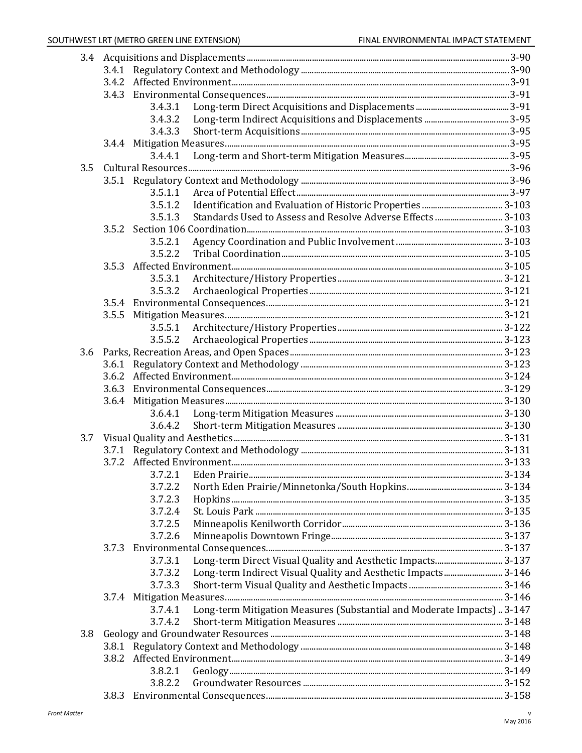| | | | |
|---|---|---|---|
| 3.4 | Acquisitions and Displacements | | 3-90 |
| | 3.4.1 | Regulatory Context and Methodology | 3-90 |
| | 3.4.2 | Affected Environment | 3-91 |
| | 3.4.3 | Environmental Consequences | 3-91 |
| | | 3.4.3.1 Long-term Direct Acquisitions and Displacements | 3-91 |
| | | 3.4.3.2 Long-term Indirect Acquisitions and Displacements | 3-95 |
| | | 3.4.3.3 Short-term Acquisitions | 3-95 |
| | 3.4.4 | Mitigation Measures | 3-95 |
| | | 3.4.4.1 Long-term and Short-term Mitigation Measures | 3-95 |
| 3.5 | Cultural Resources | | 3-96 |
| | 3.5.1 | Regulatory Context and Methodology | 3-96 |
| | | 3.5.1.1 Area of Potential Effect | 3-97 |
| | | 3.5.1.2 Identification and Evaluation of Historic Properties | 3-103 |
| | | 3.5.1.3 Standards Used to Assess and Resolve Adverse Effects | 3-103 |
| | 3.5.2 | Section 106 Coordination | 3-103 |
| | | 3.5.2.1 Agency Coordination and Public Involvement | 3-103 |
| | | 3.5.2.2 Tribal Coordination | 3-105 |
| | 3.5.3 | Affected Environment | 3-105 |
| | | 3.5.3.1 Architecture/History Properties | 3-121 |
| | | 3.5.3.2 Archaeological Properties | 3-121 |
| | 3.5.4 | Environmental Consequences | 3-121 |
| | 3.5.5 | Mitigation Measures | 3-121 |
| | | 3.5.5.1 Architecture/History Properties | 3-122 |
| | | 3.5.5.2 Archaeological Properties | 3-123 |
| 3.6 | Parks, Recreation Areas, and Open Spaces | | 3-123 |
| | 3.6.1 | Regulatory Context and Methodology | 3-123 |
| | 3.6.2 | Affected Environment | 3-124 |
| | 3.6.3 | Environmental Consequences | 3-129 |
| | 3.6.4 | Mitigation Measures | 3-130 |
| | | 3.6.4.1 Long-term Mitigation Measures | 3-130 |
| | | 3.6.4.2 Short-term Mitigation Measures | 3-130 |
| 3.7 | Visual Quality and Aesthetics | | 3-131 |
| | 3.7.1 | Regulatory Context and Methodology | 3-131 |
| | 3.7.2 | Affected Environment | 3-133 |
| | | 3.7.2.1 Eden Prairie | 3-134 |
| | | 3.7.2.2 North Eden Prairie/Minnetonka/South Hopkins | 3-134 |
| | | 3.7.2.3 Hopkins | 3-135 |
| | | 3.7.2.4 St. Louis Park | 3-135 |
| | | 3.7.2.5 Minneapolis Kenilworth Corridor | 3-136 |
| | | 3.7.2.6 Minneapolis Downtown Fringe | 3-137 |
| | 3.7.3 | Environmental Consequences | 3-137 |
| | | 3.7.3.1 Long-term Direct Visual Quality and Aesthetic Impacts | 3-137 |
| | | 3.7.3.2 Long-term Indirect Visual Quality and Aesthetic Impacts | 3-146 |
| | | 3.7.3.3 Short-term Visual Quality and Aesthetic Impacts | 3-146 |
| | 3.7.4 | Mitigation Measures | 3-146 |
| | | 3.7.4.1 Long-term Mitigation Measures (Substantial and Moderate Impacts) | 3-147 |
| | | 3.7.4.2 Short-term Mitigation Measures | 3-148 |
| 3.8 | Geology and Groundwater Resources | | 3-148 |
| | 3.8.1 | Regulatory Context and Methodology | 3-148 |
| | 3.8.2 | Affected Environment | 3-149 |
| | | 3.8.2.1 Geology | 3-149 |
| | | 3.8.2.2 Groundwater Resources | 3-152 |
| | 3.8.3 | Environmental Consequences | 3-158 |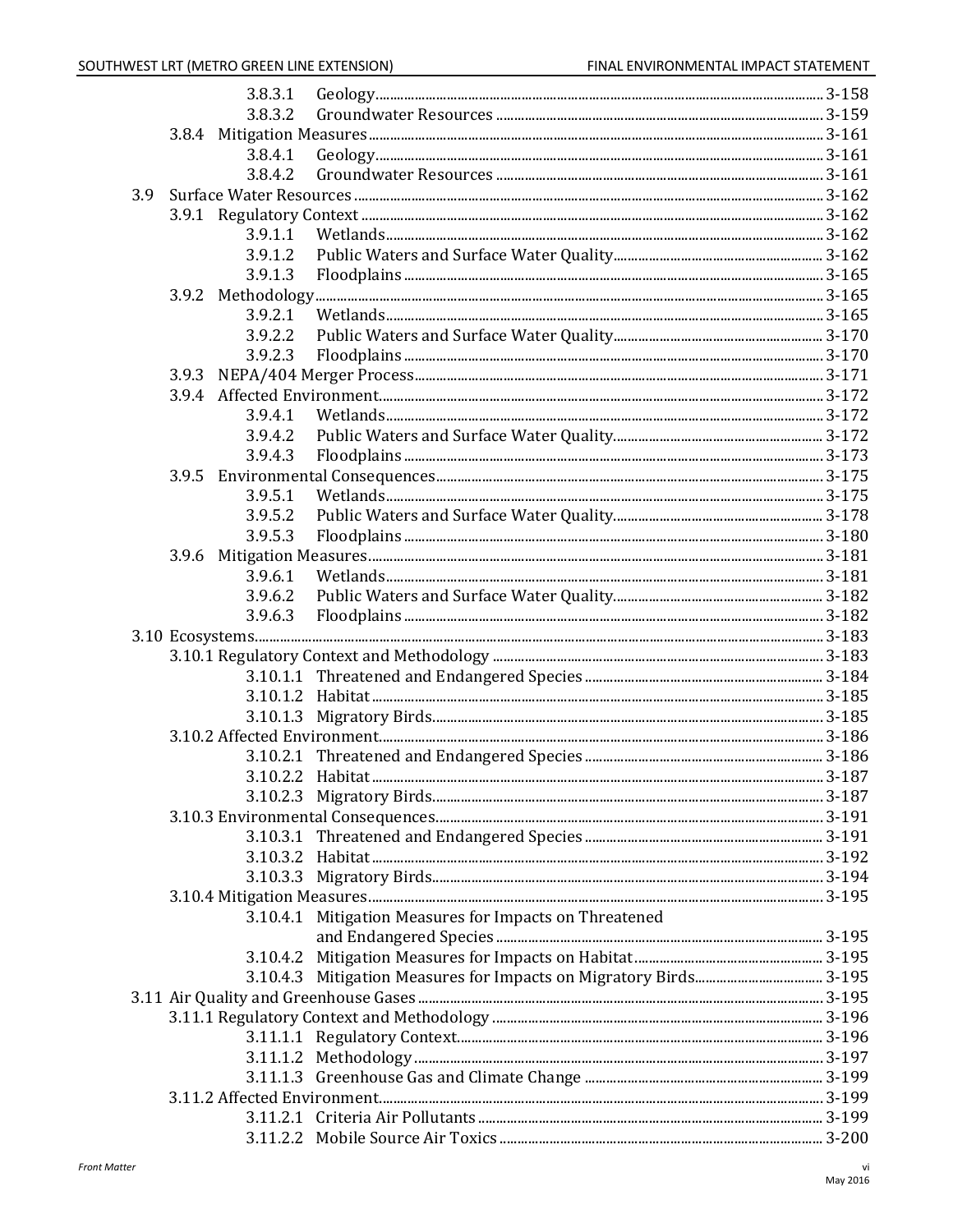3.8.3.1 Geology ........ 3-158
3.8.3.2 Groundwater Resources ........ 3-159
3.8.4 Mitigation Measures ........ 3-161
3.8.4.1 Geology ........ 3-161
3.8.4.2 Groundwater Resources ........ 3-161
3.9 Surface Water Resources ........ 3-162
3.9.1 Regulatory Context ........ 3-162
3.9.1.1 Wetlands ........ 3-162
3.9.1.2 Public Waters and Surface Water Quality ........ 3-162
3.9.1.3 Floodplains ........ 3-165
3.9.2 Methodology ........ 3-165
3.9.2.1 Wetlands ........ 3-165
3.9.2.2 Public Waters and Surface Water Quality ........ 3-170
3.9.2.3 Floodplains ........ 3-170
3.9.3 NEPA/404 Merger Process ........ 3-171
3.9.4 Affected Environment ........ 3-172
3.9.4.1 Wetlands ........ 3-172
3.9.4.2 Public Waters and Surface Water Quality ........ 3-172
3.9.4.3 Floodplains ........ 3-173
3.9.5 Environmental Consequences ........ 3-175
3.9.5.1 Wetlands ........ 3-175
3.9.5.2 Public Waters and Surface Water Quality ........ 3-178
3.9.5.3 Floodplains ........ 3-180
3.9.6 Mitigation Measures ........ 3-181
3.9.6.1 Wetlands ........ 3-181
3.9.6.2 Public Waters and Surface Water Quality ........ 3-182
3.9.6.3 Floodplains ........ 3-182
3.10 Ecosystems ........ 3-183
3.10.1 Regulatory Context and Methodology ........ 3-183
3.10.1.1 Threatened and Endangered Species ........ 3-184
3.10.1.2 Habitat ........ 3-185
3.10.1.3 Migratory Birds ........ 3-185
3.10.2 Affected Environment ........ 3-186
3.10.2.1 Threatened and Endangered Species ........ 3-186
3.10.2.2 Habitat ........ 3-187
3.10.2.3 Migratory Birds ........ 3-187
3.10.3 Environmental Consequences ........ 3-191
3.10.3.1 Threatened and Endangered Species ........ 3-191
3.10.3.2 Habitat ........ 3-192
3.10.3.3 Migratory Birds ........ 3-194
3.10.4 Mitigation Measures ........ 3-195
3.10.4.1 Mitigation Measures for Impacts on Threatened and Endangered Species ........ 3-195
3.10.4.2 Mitigation Measures for Impacts on Habitat ........ 3-195
3.10.4.3 Mitigation Measures for Impacts on Migratory Birds ........ 3-195
3.11 Air Quality and Greenhouse Gases ........ 3-195
3.11.1 Regulatory Context and Methodology ........ 3-196
3.11.1.1 Regulatory Context ........ 3-196
3.11.1.2 Methodology ........ 3-197
3.11.1.3 Greenhouse Gas and Climate Change ........ 3-199
3.11.2 Affected Environment ........ 3-199
3.11.2.1 Criteria Air Pollutants ........ 3-199
3.11.2.2 Mobile Source Air Toxics ........ 3-200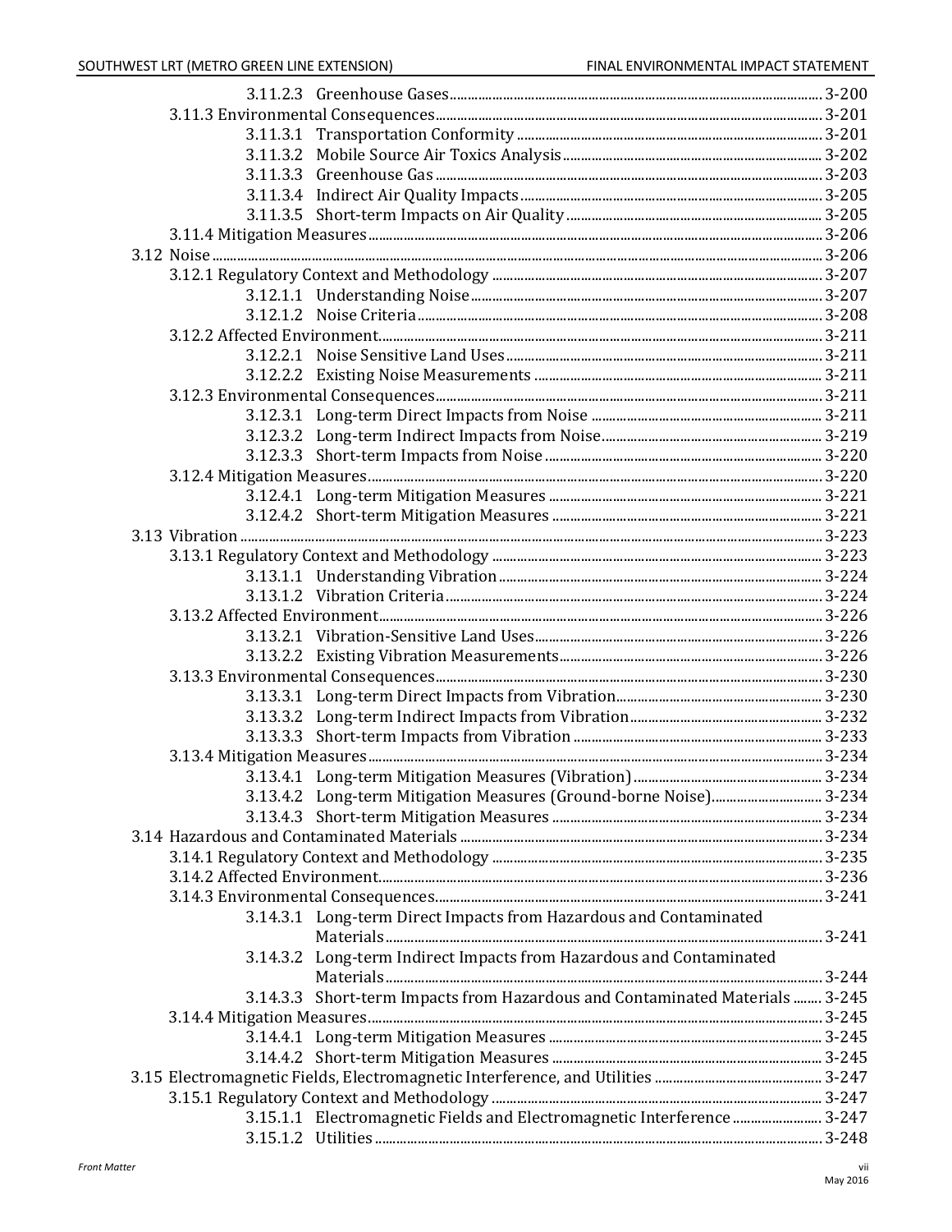3.11.2.3 Greenhouse Gases ........ 3-200

3.11.3 Environmental Consequences ........ 3-201

3.11.3.1 Transportation Conformity ........ 3-201

3.11.3.2 Mobile Source Air Toxics Analysis ........ 3-202

3.11.3.3 Greenhouse Gas ........ 3-203

3.11.3.4 Indirect Air Quality Impacts ........ 3-205

3.11.3.5 Short-term Impacts on Air Quality ........ 3-205

3.11.4 Mitigation Measures ........ 3-206

3.12 Noise ........ 3-206

3.12.1 Regulatory Context and Methodology ........ 3-207

3.12.1.1 Understanding Noise ........ 3-207

3.12.1.2 Noise Criteria ........ 3-208

3.12.2 Affected Environment ........ 3-211

3.12.2.1 Noise Sensitive Land Uses ........ 3-211

3.12.2.2 Existing Noise Measurements ........ 3-211

3.12.3 Environmental Consequences ........ 3-211

3.12.3.1 Long-term Direct Impacts from Noise ........ 3-211

3.12.3.2 Long-term Indirect Impacts from Noise ........ 3-219

3.12.3.3 Short-term Impacts from Noise ........ 3-220

3.12.4 Mitigation Measures ........ 3-220

3.12.4.1 Long-term Mitigation Measures ........ 3-221

3.12.4.2 Short-term Mitigation Measures ........ 3-221

3.13 Vibration ........ 3-223

3.13.1 Regulatory Context and Methodology ........ 3-223

3.13.1.1 Understanding Vibration ........ 3-224

3.13.1.2 Vibration Criteria ........ 3-224

3.13.2 Affected Environment ........ 3-226

3.13.2.1 Vibration-Sensitive Land Uses ........ 3-226

3.13.2.2 Existing Vibration Measurements ........ 3-226

3.13.3 Environmental Consequences ........ 3-230

3.13.3.1 Long-term Direct Impacts from Vibration ........ 3-230

3.13.3.2 Long-term Indirect Impacts from Vibration ........ 3-232

3.13.3.3 Short-term Impacts from Vibration ........ 3-233

3.13.4 Mitigation Measures ........ 3-234

3.13.4.1 Long-term Mitigation Measures (Vibration) ........ 3-234

3.13.4.2 Long-term Mitigation Measures (Ground-borne Noise) ........ 3-234

3.13.4.3 Short-term Mitigation Measures ........ 3-234

3.14 Hazardous and Contaminated Materials ........ 3-234

3.14.1 Regulatory Context and Methodology ........ 3-235

3.14.2 Affected Environment ........ 3-236

3.14.3 Environmental Consequences ........ 3-241

3.14.3.1 Long-term Direct Impacts from Hazardous and Contaminated Materials ........ 3-241

3.14.3.2 Long-term Indirect Impacts from Hazardous and Contaminated Materials ........ 3-244

3.14.3.3 Short-term Impacts from Hazardous and Contaminated Materials ........ 3-245

3.14.4 Mitigation Measures ........ 3-245

3.14.4.1 Long-term Mitigation Measures ........ 3-245

3.14.4.2 Short-term Mitigation Measures ........ 3-245

3.15 Electromagnetic Fields, Electromagnetic Interference, and Utilities ........ 3-247

3.15.1 Regulatory Context and Methodology ........ 3-247

3.15.1.1 Electromagnetic Fields and Electromagnetic Interference ........ 3-247

3.15.1.2 Utilities ........ 3-248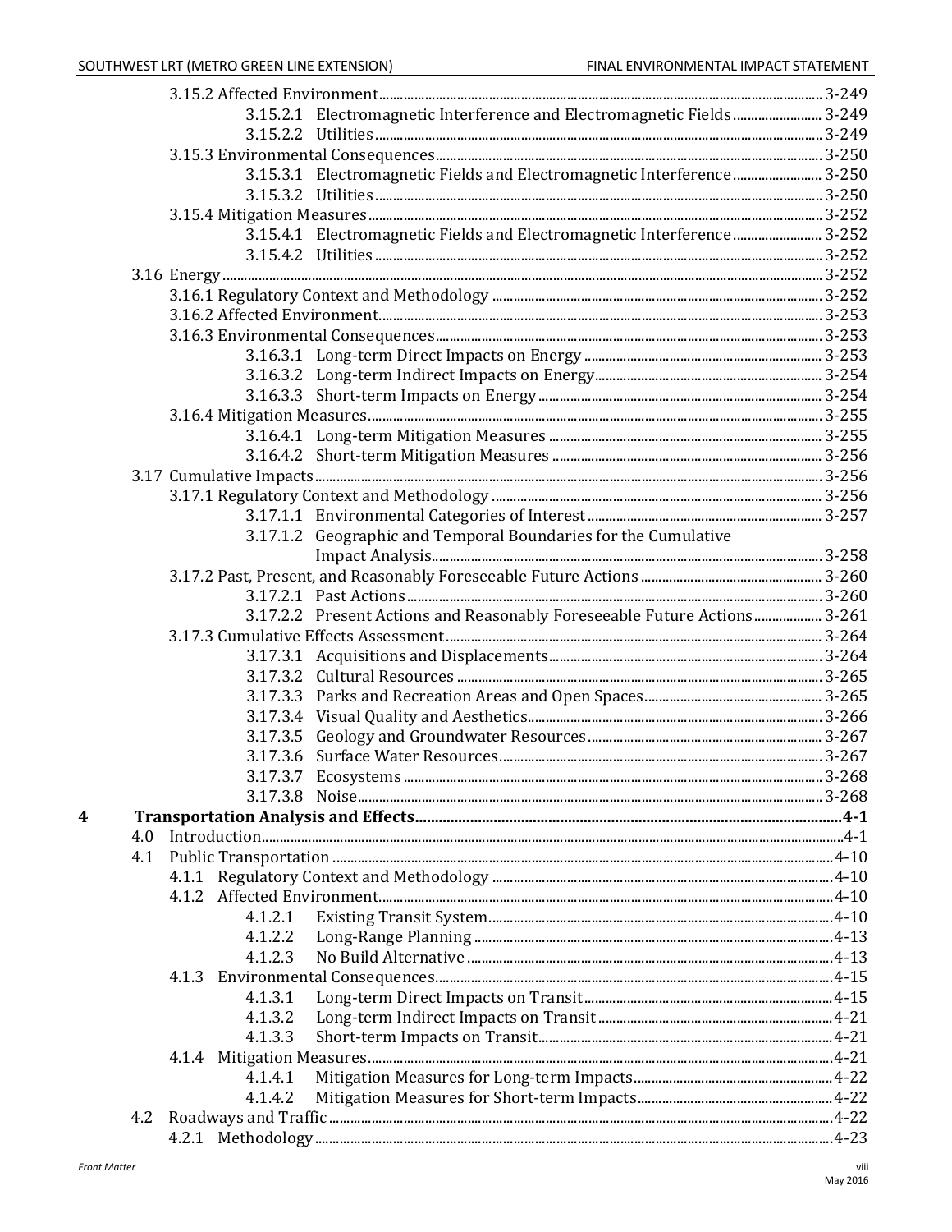3.15.2 Affected Environment ... 3-249
3.15.2.1 Electromagnetic Interference and Electromagnetic Fields ... 3-249
3.15.2.2 Utilities ... 3-249
3.15.3 Environmental Consequences ... 3-250
3.15.3.1 Electromagnetic Fields and Electromagnetic Interference ... 3-250
3.15.3.2 Utilities ... 3-250
3.15.4 Mitigation Measures ... 3-252
3.15.4.1 Electromagnetic Fields and Electromagnetic Interference ... 3-252
3.15.4.2 Utilities ... 3-252
3.16 Energy ... 3-252
3.16.1 Regulatory Context and Methodology ... 3-252
3.16.2 Affected Environment ... 3-253
3.16.3 Environmental Consequences ... 3-253
3.16.3.1 Long-term Direct Impacts on Energy ... 3-253
3.16.3.2 Long-term Indirect Impacts on Energy ... 3-254
3.16.3.3 Short-term Impacts on Energy ... 3-254
3.16.4 Mitigation Measures ... 3-255
3.16.4.1 Long-term Mitigation Measures ... 3-255
3.16.4.2 Short-term Mitigation Measures ... 3-256
3.17 Cumulative Impacts ... 3-256
3.17.1 Regulatory Context and Methodology ... 3-256
3.17.1.1 Environmental Categories of Interest ... 3-257
3.17.1.2 Geographic and Temporal Boundaries for the Cumulative Impact Analysis ... 3-258
3.17.2 Past, Present, and Reasonably Foreseeable Future Actions ... 3-260
3.17.2.1 Past Actions ... 3-260
3.17.2.2 Present Actions and Reasonably Foreseeable Future Actions ... 3-261
3.17.3 Cumulative Effects Assessment ... 3-264
3.17.3.1 Acquisitions and Displacements ... 3-264
3.17.3.2 Cultural Resources ... 3-265
3.17.3.3 Parks and Recreation Areas and Open Spaces ... 3-265
3.17.3.4 Visual Quality and Aesthetics ... 3-266
3.17.3.5 Geology and Groundwater Resources ... 3-267
3.17.3.6 Surface Water Resources ... 3-267
3.17.3.7 Ecosystems ... 3-268
3.17.3.8 Noise ... 3-268

**4 Transportation Analysis and Effects ... 4-1**

4.0 Introduction ... 4-1
4.1 Public Transportation ... 4-10
4.1.1 Regulatory Context and Methodology ... 4-10
4.1.2 Affected Environment ... 4-10
4.1.2.1 Existing Transit System ... 4-10
4.1.2.2 Long-Range Planning ... 4-13
4.1.2.3 No Build Alternative ... 4-13
4.1.3 Environmental Consequences ... 4-15
4.1.3.1 Long-term Direct Impacts on Transit ... 4-15
4.1.3.2 Long-term Indirect Impacts on Transit ... 4-21
4.1.3.3 Short-term Impacts on Transit ... 4-21
4.1.4 Mitigation Measures ... 4-21
4.1.4.1 Mitigation Measures for Long-term Impacts ... 4-22
4.1.4.2 Mitigation Measures for Short-term Impacts ... 4-22
4.2 Roadways and Traffic ... 4-22
4.2.1 Methodology ... 4-23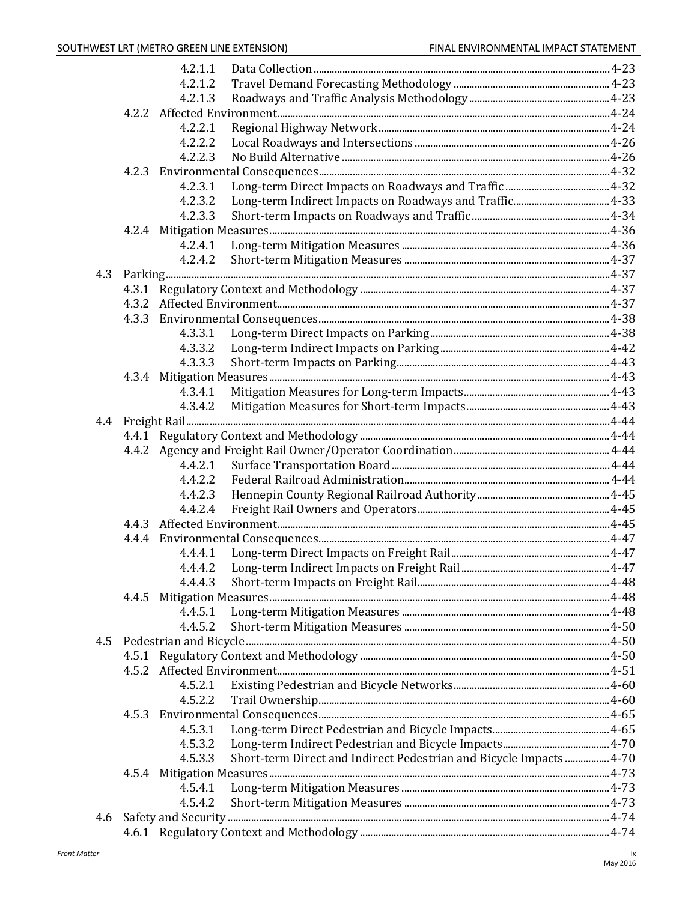4.2.1.1 Data Collection ..... 4-23
4.2.1.2 Travel Demand Forecasting Methodology ..... 4-23
4.2.1.3 Roadways and Traffic Analysis Methodology ..... 4-23
4.2.2 Affected Environment ..... 4-24
4.2.2.1 Regional Highway Network ..... 4-24
4.2.2.2 Local Roadways and Intersections ..... 4-26
4.2.2.3 No Build Alternative ..... 4-26
4.2.3 Environmental Consequences ..... 4-32
4.2.3.1 Long-term Direct Impacts on Roadways and Traffic ..... 4-32
4.2.3.2 Long-term Indirect Impacts on Roadways and Traffic ..... 4-33
4.2.3.3 Short-term Impacts on Roadways and Traffic ..... 4-34
4.2.4 Mitigation Measures ..... 4-36
4.2.4.1 Long-term Mitigation Measures ..... 4-36
4.2.4.2 Short-term Mitigation Measures ..... 4-37
4.3 Parking ..... 4-37
4.3.1 Regulatory Context and Methodology ..... 4-37
4.3.2 Affected Environment ..... 4-37
4.3.3 Environmental Consequences ..... 4-38
4.3.3.1 Long-term Direct Impacts on Parking ..... 4-38
4.3.3.2 Long-term Indirect Impacts on Parking ..... 4-42
4.3.3.3 Short-term Impacts on Parking ..... 4-43
4.3.4 Mitigation Measures ..... 4-43
4.3.4.1 Mitigation Measures for Long-term Impacts ..... 4-43
4.3.4.2 Mitigation Measures for Short-term Impacts ..... 4-43
4.4 Freight Rail ..... 4-44
4.4.1 Regulatory Context and Methodology ..... 4-44
4.4.2 Agency and Freight Rail Owner/Operator Coordination ..... 4-44
4.4.2.1 Surface Transportation Board ..... 4-44
4.4.2.2 Federal Railroad Administration ..... 4-44
4.4.2.3 Hennepin County Regional Railroad Authority ..... 4-45
4.4.2.4 Freight Rail Owners and Operators ..... 4-45
4.4.3 Affected Environment ..... 4-45
4.4.4 Environmental Consequences ..... 4-47
4.4.4.1 Long-term Direct Impacts on Freight Rail ..... 4-47
4.4.4.2 Long-term Indirect Impacts on Freight Rail ..... 4-47
4.4.4.3 Short-term Impacts on Freight Rail ..... 4-48
4.4.5 Mitigation Measures ..... 4-48
4.4.5.1 Long-term Mitigation Measures ..... 4-48
4.4.5.2 Short-term Mitigation Measures ..... 4-50
4.5 Pedestrian and Bicycle ..... 4-50
4.5.1 Regulatory Context and Methodology ..... 4-50
4.5.2 Affected Environment ..... 4-51
4.5.2.1 Existing Pedestrian and Bicycle Networks ..... 4-60
4.5.2.2 Trail Ownership ..... 4-60
4.5.3 Environmental Consequences ..... 4-65
4.5.3.1 Long-term Direct Pedestrian and Bicycle Impacts ..... 4-65
4.5.3.2 Long-term Indirect Pedestrian and Bicycle Impacts ..... 4-70
4.5.3.3 Short-term Direct and Indirect Pedestrian and Bicycle Impacts ..... 4-70
4.5.4 Mitigation Measures ..... 4-73
4.5.4.1 Long-term Mitigation Measures ..... 4-73
4.5.4.2 Short-term Mitigation Measures ..... 4-73
4.6 Safety and Security ..... 4-74
4.6.1 Regulatory Context and Methodology ..... 4-74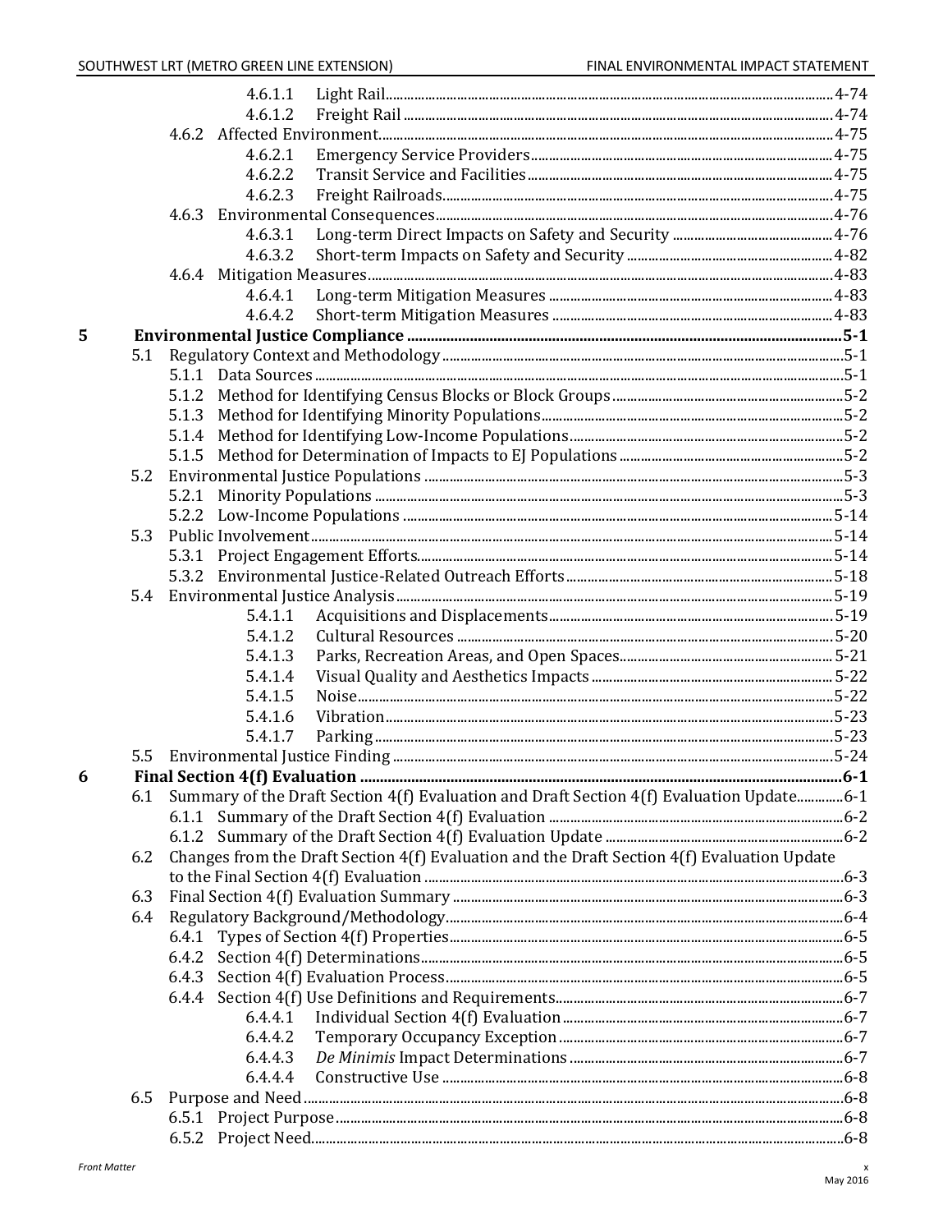4.6.1.1 Light Rail ..... 4-74
4.6.1.2 Freight Rail ..... 4-74
4.6.2 Affected Environment ..... 4-75
4.6.2.1 Emergency Service Providers ..... 4-75
4.6.2.2 Transit Service and Facilities ..... 4-75
4.6.2.3 Freight Railroads ..... 4-75
4.6.3 Environmental Consequences ..... 4-76
4.6.3.1 Long-term Direct Impacts on Safety and Security ..... 4-76
4.6.3.2 Short-term Impacts on Safety and Security ..... 4-82
4.6.4 Mitigation Measures ..... 4-83
4.6.4.1 Long-term Mitigation Measures ..... 4-83
4.6.4.2 Short-term Mitigation Measures ..... 4-83

**5 Environmental Justice Compliance ..... 5-1**

5.1 Regulatory Context and Methodology ..... 5-1
5.1.1 Data Sources ..... 5-1
5.1.2 Method for Identifying Census Blocks or Block Groups ..... 5-2
5.1.3 Method for Identifying Minority Populations ..... 5-2
5.1.4 Method for Identifying Low-Income Populations ..... 5-2
5.1.5 Method for Determination of Impacts to EJ Populations ..... 5-2
5.2 Environmental Justice Populations ..... 5-3
5.2.1 Minority Populations ..... 5-3
5.2.2 Low-Income Populations ..... 5-14
5.3 Public Involvement ..... 5-14
5.3.1 Project Engagement Efforts ..... 5-14
5.3.2 Environmental Justice-Related Outreach Efforts ..... 5-18
5.4 Environmental Justice Analysis ..... 5-19
5.4.1.1 Acquisitions and Displacements ..... 5-19
5.4.1.2 Cultural Resources ..... 5-20
5.4.1.3 Parks, Recreation Areas, and Open Spaces ..... 5-21
5.4.1.4 Visual Quality and Aesthetics Impacts ..... 5-22
5.4.1.5 Noise ..... 5-22
5.4.1.6 Vibration ..... 5-23
5.4.1.7 Parking ..... 5-23
5.5 Environmental Justice Finding ..... 5-24

**6 Final Section 4(f) Evaluation ..... 6-1**

6.1 Summary of the Draft Section 4(f) Evaluation and Draft Section 4(f) Evaluation Update ..... 6-1
6.1.1 Summary of the Draft Section 4(f) Evaluation ..... 6-2
6.1.2 Summary of the Draft Section 4(f) Evaluation Update ..... 6-2
6.2 Changes from the Draft Section 4(f) Evaluation and the Draft Section 4(f) Evaluation Update to the Final Section 4(f) Evaluation ..... 6-3
6.3 Final Section 4(f) Evaluation Summary ..... 6-3
6.4 Regulatory Background/Methodology ..... 6-4
6.4.1 Types of Section 4(f) Properties ..... 6-5
6.4.2 Section 4(f) Determinations ..... 6-5
6.4.3 Section 4(f) Evaluation Process ..... 6-5
6.4.4 Section 4(f) Use Definitions and Requirements ..... 6-7
6.4.4.1 Individual Section 4(f) Evaluation ..... 6-7
6.4.4.2 Temporary Occupancy Exception ..... 6-7
6.4.4.3 *De Minimis* Impact Determinations ..... 6-7
6.4.4.4 Constructive Use ..... 6-8
6.5 Purpose and Need ..... 6-8
6.5.1 Project Purpose ..... 6-8
6.5.2 Project Need ..... 6-8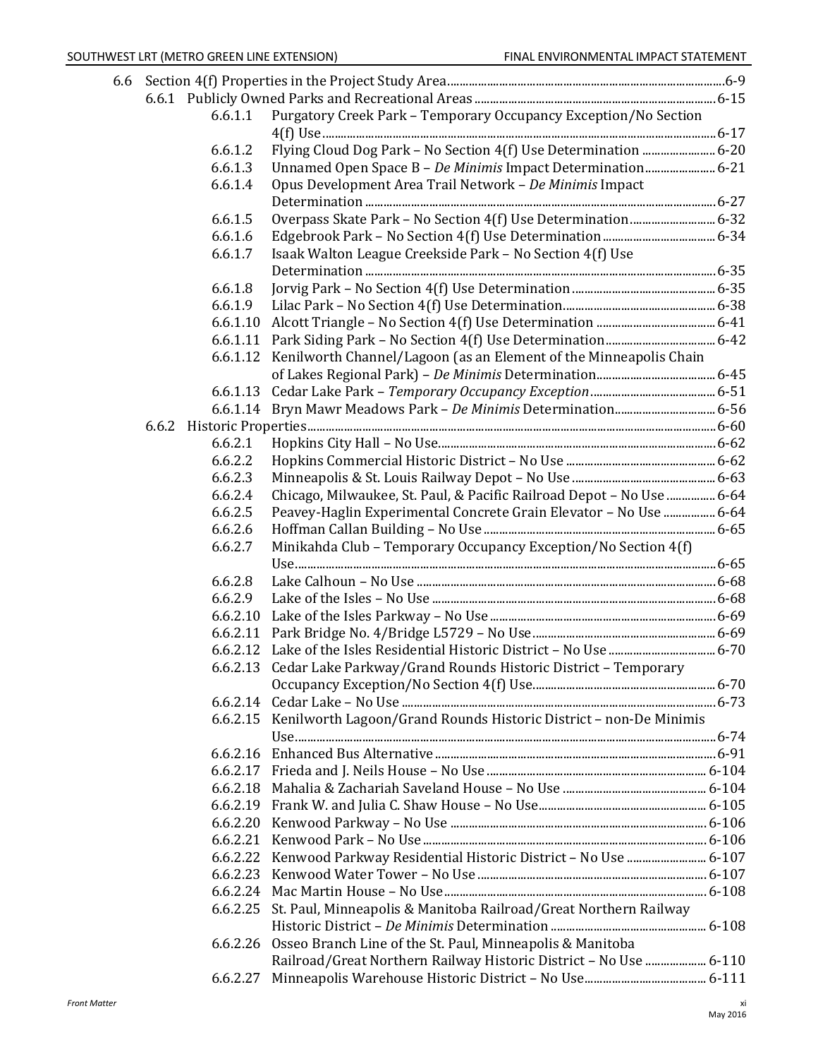6.6 Section 4(f) Properties in the Project Study Area ............ 6-9
- 6.6.1 Publicly Owned Parks and Recreational Areas ............ 6-15
  - 6.6.1.1 Purgatory Creek Park – Temporary Occupancy Exception/No Section 4(f) Use ............ 6-17
  - 6.6.1.2 Flying Cloud Dog Park – No Section 4(f) Use Determination ............ 6-20
  - 6.6.1.3 Unnamed Open Space B – *De Minimis* Impact Determination ............ 6-21
  - 6.6.1.4 Opus Development Area Trail Network – *De Minimis* Impact Determination ............ 6-27
  - 6.6.1.5 Overpass Skate Park – No Section 4(f) Use Determination ............ 6-32
  - 6.6.1.6 Edgebrook Park – No Section 4(f) Use Determination ............ 6-34
  - 6.6.1.7 Isaak Walton League Creekside Park – No Section 4(f) Use Determination ............ 6-35
  - 6.6.1.8 Jorvig Park – No Section 4(f) Use Determination ............ 6-35
  - 6.6.1.9 Lilac Park – No Section 4(f) Use Determination ............ 6-38
  - 6.6.1.10 Alcott Triangle – No Section 4(f) Use Determination ............ 6-41
  - 6.6.1.11 Park Siding Park – No Section 4(f) Use Determination ............ 6-42
  - 6.6.1.12 Kenilworth Channel/Lagoon (as an Element of the Minneapolis Chain of Lakes Regional Park) – *De Minimis* Determination ............ 6-45
  - 6.6.1.13 Cedar Lake Park – *Temporary Occupancy Exception* ............ 6-51
  - 6.6.1.14 Bryn Mawr Meadows Park – *De Minimis* Determination ............ 6-56
- 6.6.2 Historic Properties ............ 6-60
  - 6.6.2.1 Hopkins City Hall – No Use ............ 6-62
  - 6.6.2.2 Hopkins Commercial Historic District – No Use ............ 6-62
  - 6.6.2.3 Minneapolis & St. Louis Railway Depot – No Use ............ 6-63
  - 6.6.2.4 Chicago, Milwaukee, St. Paul, & Pacific Railroad Depot – No Use ............ 6-64
  - 6.6.2.5 Peavey-Haglin Experimental Concrete Grain Elevator – No Use ............ 6-64
  - 6.6.2.6 Hoffman Callan Building – No Use ............ 6-65
  - 6.6.2.7 Minikahda Club – Temporary Occupancy Exception/No Section 4(f) Use ............ 6-65
  - 6.6.2.8 Lake Calhoun – No Use ............ 6-68
  - 6.6.2.9 Lake of the Isles – No Use ............ 6-68
  - 6.6.2.10 Lake of the Isles Parkway – No Use ............ 6-69
  - 6.6.2.11 Park Bridge No. 4/Bridge L5729 – No Use ............ 6-69
  - 6.6.2.12 Lake of the Isles Residential Historic District – No Use ............ 6-70
  - 6.6.2.13 Cedar Lake Parkway/Grand Rounds Historic District – Temporary Occupancy Exception/No Section 4(f) Use ............ 6-70
  - 6.6.2.14 Cedar Lake – No Use ............ 6-73
  - 6.6.2.15 Kenilworth Lagoon/Grand Rounds Historic District – non-De Minimis Use ............ 6-74
  - 6.6.2.16 Enhanced Bus Alternative ............ 6-91
  - 6.6.2.17 Frieda and J. Neils House – No Use ............ 6-104
  - 6.6.2.18 Mahalia & Zachariah Saveland House – No Use ............ 6-104
  - 6.6.2.19 Frank W. and Julia C. Shaw House – No Use ............ 6-105
  - 6.6.2.20 Kenwood Parkway – No Use ............ 6-106
  - 6.6.2.21 Kenwood Park – No Use ............ 6-106
  - 6.6.2.22 Kenwood Parkway Residential Historic District – No Use ............ 6-107
  - 6.6.2.23 Kenwood Water Tower – No Use ............ 6-107
  - 6.6.2.24 Mac Martin House – No Use ............ 6-108
  - 6.6.2.25 St. Paul, Minneapolis & Manitoba Railroad/Great Northern Railway Historic District – *De Minimis* Determination ............ 6-108
  - 6.6.2.26 Osseo Branch Line of the St. Paul, Minneapolis & Manitoba Railroad/Great Northern Railway Historic District – No Use ............ 6-110
  - 6.6.2.27 Minneapolis Warehouse Historic District – No Use ............ 6-111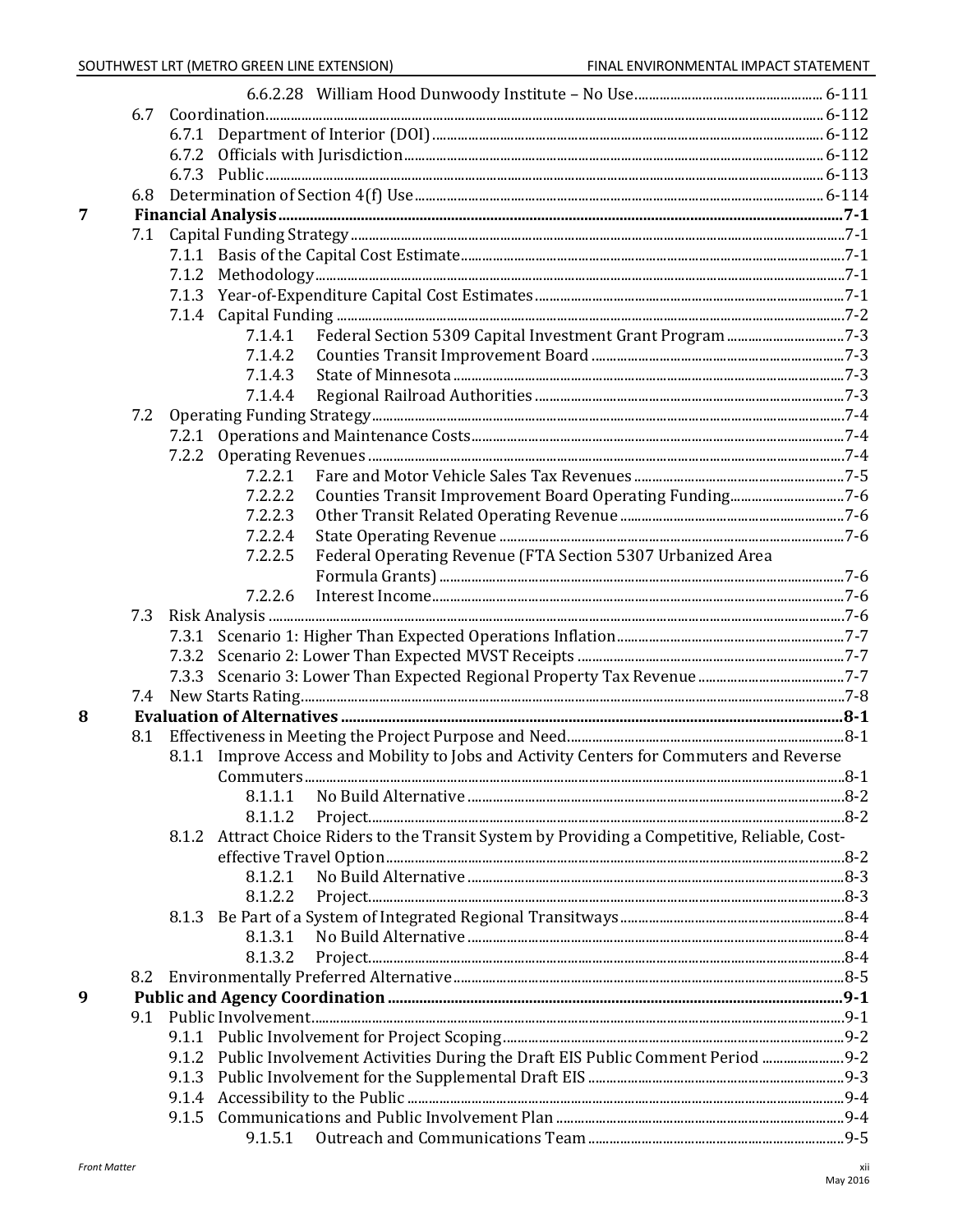6.6.2.28 William Hood Dunwoody Institute – No Use ........ 6-111

6.7 Coordination ........ 6-112

6.7.1 Department of Interior (DOI) ........ 6-112

6.7.2 Officials with Jurisdiction ........ 6-112

6.7.3 Public ........ 6-113

6.8 Determination of Section 4(f) Use ........ 6-114

**7 Financial Analysis ........ 7-1**

7.1 Capital Funding Strategy ........ 7-1

7.1.1 Basis of the Capital Cost Estimate ........ 7-1

7.1.2 Methodology ........ 7-1

7.1.3 Year-of-Expenditure Capital Cost Estimates ........ 7-1

7.1.4 Capital Funding ........ 7-2

7.1.4.1 Federal Section 5309 Capital Investment Grant Program ........ 7-3

7.1.4.2 Counties Transit Improvement Board ........ 7-3

7.1.4.3 State of Minnesota ........ 7-3

7.1.4.4 Regional Railroad Authorities ........ 7-3

7.2 Operating Funding Strategy ........ 7-4

7.2.1 Operations and Maintenance Costs ........ 7-4

7.2.2 Operating Revenues ........ 7-4

7.2.2.1 Fare and Motor Vehicle Sales Tax Revenues ........ 7-5

7.2.2.2 Counties Transit Improvement Board Operating Funding ........ 7-6

7.2.2.3 Other Transit Related Operating Revenue ........ 7-6

7.2.2.4 State Operating Revenue ........ 7-6

7.2.2.5 Federal Operating Revenue (FTA Section 5307 Urbanized Area Formula Grants) ........ 7-6

7.2.2.6 Interest Income ........ 7-6

7.3 Risk Analysis ........ 7-6

7.3.1 Scenario 1: Higher Than Expected Operations Inflation ........ 7-7

7.3.2 Scenario 2: Lower Than Expected MVST Receipts ........ 7-7

7.3.3 Scenario 3: Lower Than Expected Regional Property Tax Revenue ........ 7-7

7.4 New Starts Rating ........ 7-8

**8 Evaluation of Alternatives ........ 8-1**

8.1 Effectiveness in Meeting the Project Purpose and Need ........ 8-1

8.1.1 Improve Access and Mobility to Jobs and Activity Centers for Commuters and Reverse Commuters ........ 8-1

8.1.1.1 No Build Alternative ........ 8-2

8.1.1.2 Project ........ 8-2

8.1.2 Attract Choice Riders to the Transit System by Providing a Competitive, Reliable, Cost-effective Travel Option ........ 8-2

8.1.2.1 No Build Alternative ........ 8-3

8.1.2.2 Project ........ 8-3

8.1.3 Be Part of a System of Integrated Regional Transitways ........ 8-4

8.1.3.1 No Build Alternative ........ 8-4

8.1.3.2 Project ........ 8-4

8.2 Environmentally Preferred Alternative ........ 8-5

**9 Public and Agency Coordination ........ 9-1**

9.1 Public Involvement ........ 9-1

9.1.1 Public Involvement for Project Scoping ........ 9-2

9.1.2 Public Involvement Activities During the Draft EIS Public Comment Period ........ 9-2

9.1.3 Public Involvement for the Supplemental Draft EIS ........ 9-3

9.1.4 Accessibility to the Public ........ 9-4

9.1.5 Communications and Public Involvement Plan ........ 9-4

9.1.5.1 Outreach and Communications Team ........ 9-5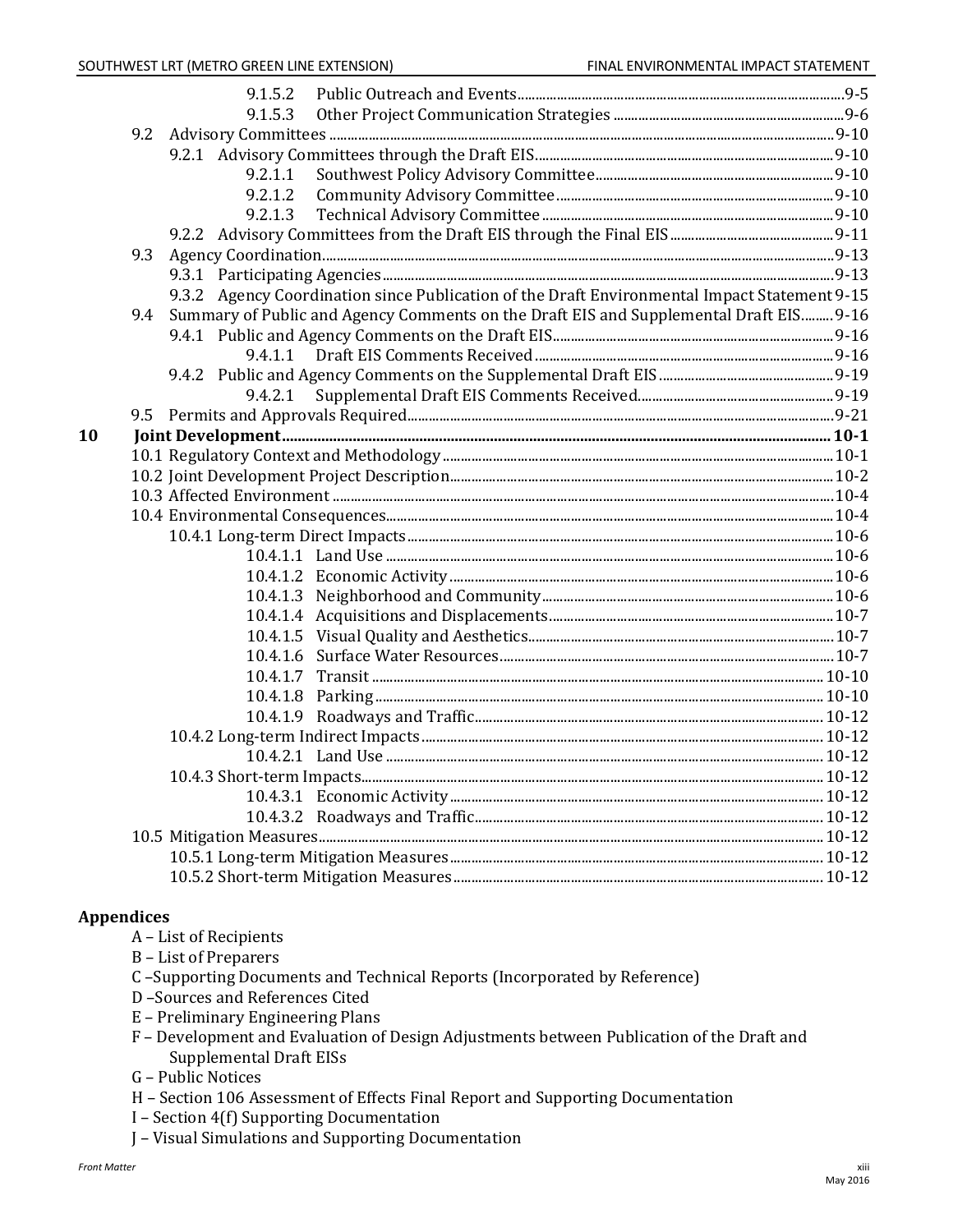9.1.5.2 Public Outreach and Events ..... 9-5
9.1.5.3 Other Project Communication Strategies ..... 9-6

9.2 Advisory Committees ..... 9-10

9.2.1 Advisory Committees through the Draft EIS ..... 9-10
9.2.1.1 Southwest Policy Advisory Committee ..... 9-10
9.2.1.2 Community Advisory Committee ..... 9-10
9.2.1.3 Technical Advisory Committee ..... 9-10

9.2.2 Advisory Committees from the Draft EIS through the Final EIS ..... 9-11

9.3 Agency Coordination ..... 9-13

9.3.1 Participating Agencies ..... 9-13
9.3.2 Agency Coordination since Publication of the Draft Environmental Impact Statement ..... 9-15

9.4 Summary of Public and Agency Comments on the Draft EIS and Supplemental Draft EIS ..... 9-16

9.4.1 Public and Agency Comments on the Draft EIS ..... 9-16
9.4.1.1 Draft EIS Comments Received ..... 9-16

9.4.2 Public and Agency Comments on the Supplemental Draft EIS ..... 9-19
9.4.2.1 Supplemental Draft EIS Comments Received ..... 9-19

9.5 Permits and Approvals Required ..... 9-21

**10 Joint Development ..... 10-1**

10.1 Regulatory Context and Methodology ..... 10-1
10.2 Joint Development Project Description ..... 10-2
10.3 Affected Environment ..... 10-4
10.4 Environmental Consequences ..... 10-4

10.4.1 Long-term Direct Impacts ..... 10-6
10.4.1.1 Land Use ..... 10-6
10.4.1.2 Economic Activity ..... 10-6
10.4.1.3 Neighborhood and Community ..... 10-6
10.4.1.4 Acquisitions and Displacements ..... 10-7
10.4.1.5 Visual Quality and Aesthetics ..... 10-7
10.4.1.6 Surface Water Resources ..... 10-7
10.4.1.7 Transit ..... 10-10
10.4.1.8 Parking ..... 10-10
10.4.1.9 Roadways and Traffic ..... 10-12

10.4.2 Long-term Indirect Impacts ..... 10-12
10.4.2.1 Land Use ..... 10-12

10.4.3 Short-term Impacts ..... 10-12
10.4.3.1 Economic Activity ..... 10-12
10.4.3.2 Roadways and Traffic ..... 10-12

10.5 Mitigation Measures ..... 10-12

10.5.1 Long-term Mitigation Measures ..... 10-12
10.5.2 Short-term Mitigation Measures ..... 10-12

**Appendices**

A – List of Recipients
B – List of Preparers
C –Supporting Documents and Technical Reports (Incorporated by Reference)
D –Sources and References Cited
E – Preliminary Engineering Plans
F – Development and Evaluation of Design Adjustments between Publication of the Draft and Supplemental Draft EISs
G – Public Notices
H – Section 106 Assessment of Effects Final Report and Supporting Documentation
I – Section 4(f) Supporting Documentation
J – Visual Simulations and Supporting Documentation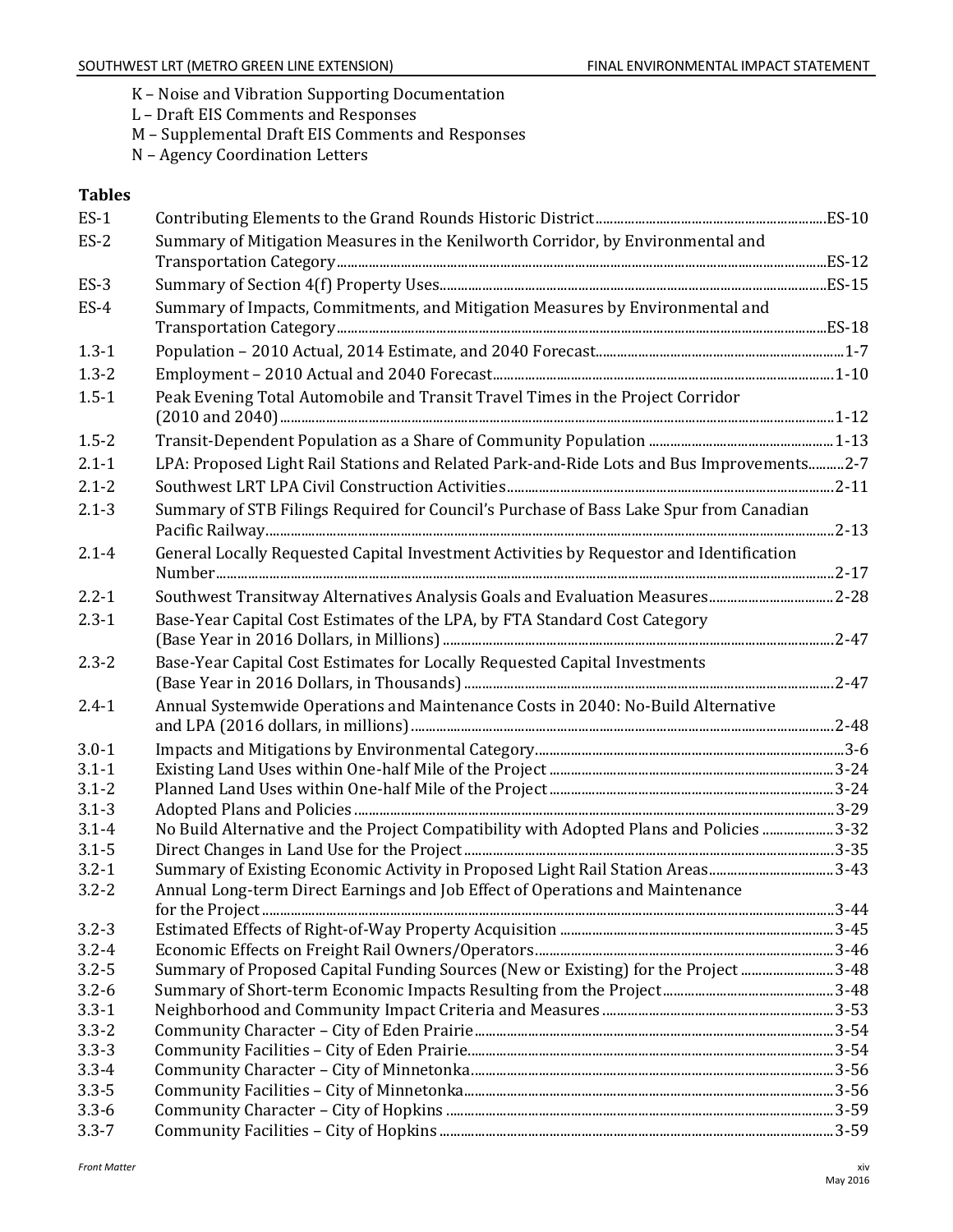K – Noise and Vibration Supporting Documentation
L – Draft EIS Comments and Responses
M – Supplemental Draft EIS Comments and Responses
N – Agency Coordination Letters

## Tables

| | | |
|---|---|---|
| ES-1 | Contributing Elements to the Grand Rounds Historic District | ES-10 |
| ES-2 | Summary of Mitigation Measures in the Kenilworth Corridor, by Environmental and Transportation Category | ES-12 |
| ES-3 | Summary of Section 4(f) Property Uses | ES-15 |
| ES-4 | Summary of Impacts, Commitments, and Mitigation Measures by Environmental and Transportation Category | ES-18 |
| 1.3-1 | Population – 2010 Actual, 2014 Estimate, and 2040 Forecast | 1-7 |
| 1.3-2 | Employment – 2010 Actual and 2040 Forecast | 1-10 |
| 1.5-1 | Peak Evening Total Automobile and Transit Travel Times in the Project Corridor (2010 and 2040) | 1-12 |
| 1.5-2 | Transit-Dependent Population as a Share of Community Population | 1-13 |
| 2.1-1 | LPA: Proposed Light Rail Stations and Related Park-and-Ride Lots and Bus Improvements | 2-7 |
| 2.1-2 | Southwest LRT LPA Civil Construction Activities | 2-11 |
| 2.1-3 | Summary of STB Filings Required for Council's Purchase of Bass Lake Spur from Canadian Pacific Railway | 2-13 |
| 2.1-4 | General Locally Requested Capital Investment Activities by Requestor and Identification Number | 2-17 |
| 2.2-1 | Southwest Transitway Alternatives Analysis Goals and Evaluation Measures | 2-28 |
| 2.3-1 | Base-Year Capital Cost Estimates of the LPA, by FTA Standard Cost Category (Base Year in 2016 Dollars, in Millions) | 2-47 |
| 2.3-2 | Base-Year Capital Cost Estimates for Locally Requested Capital Investments (Base Year in 2016 Dollars, in Thousands) | 2-47 |
| 2.4-1 | Annual Systemwide Operations and Maintenance Costs in 2040: No-Build Alternative and LPA (2016 dollars, in millions) | 2-48 |
| 3.0-1 | Impacts and Mitigations by Environmental Category | 3-6 |
| 3.1-1 | Existing Land Uses within One-half Mile of the Project | 3-24 |
| 3.1-2 | Planned Land Uses within One-half Mile of the Project | 3-24 |
| 3.1-3 | Adopted Plans and Policies | 3-29 |
| 3.1-4 | No Build Alternative and the Project Compatibility with Adopted Plans and Policies | 3-32 |
| 3.1-5 | Direct Changes in Land Use for the Project | 3-35 |
| 3.2-1 | Summary of Existing Economic Activity in Proposed Light Rail Station Areas | 3-43 |
| 3.2-2 | Annual Long-term Direct Earnings and Job Effect of Operations and Maintenance for the Project | 3-44 |
| 3.2-3 | Estimated Effects of Right-of-Way Property Acquisition | 3-45 |
| 3.2-4 | Economic Effects on Freight Rail Owners/Operators | 3-46 |
| 3.2-5 | Summary of Proposed Capital Funding Sources (New or Existing) for the Project | 3-48 |
| 3.2-6 | Summary of Short-term Economic Impacts Resulting from the Project | 3-48 |
| 3.3-1 | Neighborhood and Community Impact Criteria and Measures | 3-53 |
| 3.3-2 | Community Character – City of Eden Prairie | 3-54 |
| 3.3-3 | Community Facilities – City of Eden Prairie | 3-54 |
| 3.3-4 | Community Character – City of Minnetonka | 3-56 |
| 3.3-5 | Community Facilities – City of Minnetonka | 3-56 |
| 3.3-6 | Community Character – City of Hopkins | 3-59 |
| 3.3-7 | Community Facilities – City of Hopkins | 3-59 |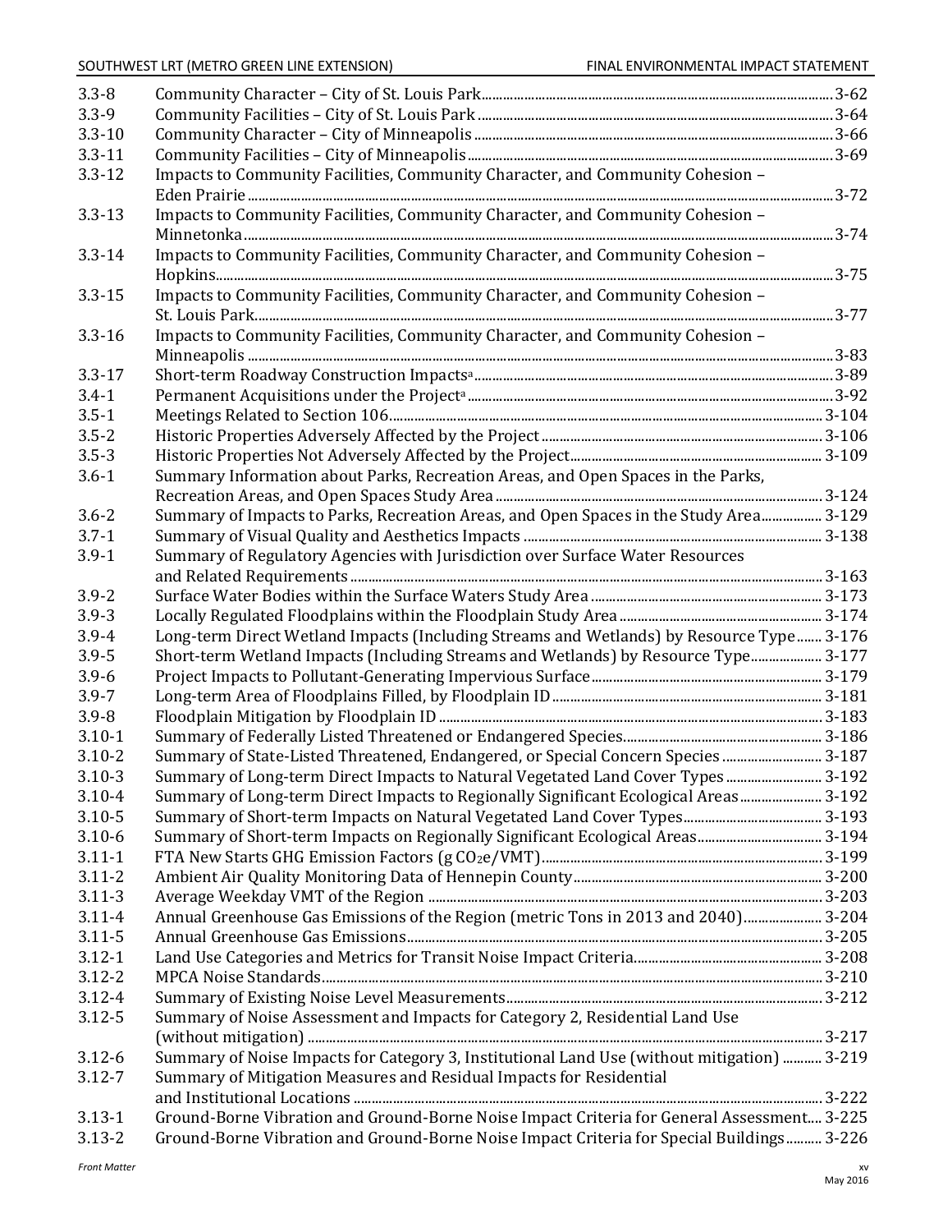| | | |
|---|---|---|
| 3.3-8 | Community Character – City of St. Louis Park | 3-62 |
| 3.3-9 | Community Facilities – City of St. Louis Park | 3-64 |
| 3.3-10 | Community Character – City of Minneapolis | 3-66 |
| 3.3-11 | Community Facilities – City of Minneapolis | 3-69 |
| 3.3-12 | Impacts to Community Facilities, Community Character, and Community Cohesion – Eden Prairie | 3-72 |
| 3.3-13 | Impacts to Community Facilities, Community Character, and Community Cohesion – Minnetonka | 3-74 |
| 3.3-14 | Impacts to Community Facilities, Community Character, and Community Cohesion – Hopkins | 3-75 |
| 3.3-15 | Impacts to Community Facilities, Community Character, and Community Cohesion – St. Louis Park | 3-77 |
| 3.3-16 | Impacts to Community Facilities, Community Character, and Community Cohesion – Minneapolis | 3-83 |
| 3.3-17 | Short-term Roadway Construction Impacts[a] | 3-89 |
| 3.4-1 | Permanent Acquisitions under the Project[a] | 3-92 |
| 3.5-1 | Meetings Related to Section 106 | 3-104 |
| 3.5-2 | Historic Properties Adversely Affected by the Project | 3-106 |
| 3.5-3 | Historic Properties Not Adversely Affected by the Project | 3-109 |
| 3.6-1 | Summary Information about Parks, Recreation Areas, and Open Spaces in the Parks, Recreation Areas, and Open Spaces Study Area | 3-124 |
| 3.6-2 | Summary of Impacts to Parks, Recreation Areas, and Open Spaces in the Study Area | 3-129 |
| 3.7-1 | Summary of Visual Quality and Aesthetics Impacts | 3-138 |
| 3.9-1 | Summary of Regulatory Agencies with Jurisdiction over Surface Water Resources and Related Requirements | 3-163 |
| 3.9-2 | Surface Water Bodies within the Surface Waters Study Area | 3-173 |
| 3.9-3 | Locally Regulated Floodplains within the Floodplain Study Area | 3-174 |
| 3.9-4 | Long-term Direct Wetland Impacts (Including Streams and Wetlands) by Resource Type | 3-176 |
| 3.9-5 | Short-term Wetland Impacts (Including Streams and Wetlands) by Resource Type | 3-177 |
| 3.9-6 | Project Impacts to Pollutant-Generating Impervious Surface | 3-179 |
| 3.9-7 | Long-term Area of Floodplains Filled, by Floodplain ID | 3-181 |
| 3.9-8 | Floodplain Mitigation by Floodplain ID | 3-183 |
| 3.10-1 | Summary of Federally Listed Threatened or Endangered Species | 3-186 |
| 3.10-2 | Summary of State-Listed Threatened, Endangered, or Special Concern Species | 3-187 |
| 3.10-3 | Summary of Long-term Direct Impacts to Natural Vegetated Land Cover Types | 3-192 |
| 3.10-4 | Summary of Long-term Direct Impacts to Regionally Significant Ecological Areas | 3-192 |
| 3.10-5 | Summary of Short-term Impacts on Natural Vegetated Land Cover Types | 3-193 |
| 3.10-6 | Summary of Short-term Impacts on Regionally Significant Ecological Areas | 3-194 |
| 3.11-1 | FTA New Starts GHG Emission Factors (g $CO_2e$/VMT) | 3-199 |
| 3.11-2 | Ambient Air Quality Monitoring Data of Hennepin County | 3-200 |
| 3.11-3 | Average Weekday VMT of the Region | 3-203 |
| 3.11-4 | Annual Greenhouse Gas Emissions of the Region (metric Tons in 2013 and 2040) | 3-204 |
| 3.11-5 | Annual Greenhouse Gas Emissions | 3-205 |
| 3.12-1 | Land Use Categories and Metrics for Transit Noise Impact Criteria | 3-208 |
| 3.12-2 | MPCA Noise Standards | 3-210 |
| 3.12-4 | Summary of Existing Noise Level Measurements | 3-212 |
| 3.12-5 | Summary of Noise Assessment and Impacts for Category 2, Residential Land Use (without mitigation) | 3-217 |
| 3.12-6 | Summary of Noise Impacts for Category 3, Institutional Land Use (without mitigation) | 3-219 |
| 3.12-7 | Summary of Mitigation Measures and Residual Impacts for Residential and Institutional Locations | 3-222 |
| 3.13-1 | Ground-Borne Vibration and Ground-Borne Noise Impact Criteria for General Assessment | 3-225 |
| 3.13-2 | Ground-Borne Vibration and Ground-Borne Noise Impact Criteria for Special Buildings | 3-226 |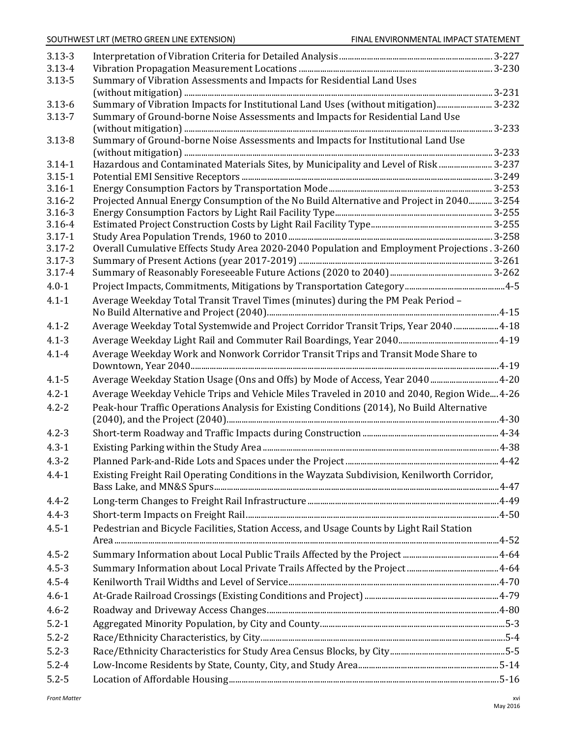| | | |
|---|---|---|
| 3.13-3 | Interpretation of Vibration Criteria for Detailed Analysis | 3-227 |
| 3.13-4 | Vibration Propagation Measurement Locations | 3-230 |
| 3.13-5 | Summary of Vibration Assessments and Impacts for Residential Land Uses (without mitigation) | 3-231 |
| 3.13-6 | Summary of Vibration Impacts for Institutional Land Uses (without mitigation) | 3-232 |
| 3.13-7 | Summary of Ground-borne Noise Assessments and Impacts for Residential Land Use (without mitigation) | 3-233 |
| 3.13-8 | Summary of Ground-borne Noise Assessments and Impacts for Institutional Land Use (without mitigation) | 3-233 |
| 3.14-1 | Hazardous and Contaminated Materials Sites, by Municipality and Level of Risk | 3-237 |
| 3.15-1 | Potential EMI Sensitive Receptors | 3-249 |
| 3.16-1 | Energy Consumption Factors by Transportation Mode | 3-253 |
| 3.16-2 | Projected Annual Energy Consumption of the No Build Alternative and Project in 2040 | 3-254 |
| 3.16-3 | Energy Consumption Factors by Light Rail Facility Type | 3-255 |
| 3.16-4 | Estimated Project Construction Costs by Light Rail Facility Type | 3-255 |
| 3.17-1 | Study Area Population Trends, 1960 to 2010 | 3-258 |
| 3.17-2 | Overall Cumulative Effects Study Area 2020-2040 Population and Employment Projections | 3-260 |
| 3.17-3 | Summary of Present Actions (year 2017-2019) | 3-261 |
| 3.17-4 | Summary of Reasonably Foreseeable Future Actions (2020 to 2040) | 3-262 |
| 4.0-1 | Project Impacts, Commitments, Mitigations by Transportation Category | 4-5 |
| 4.1-1 | Average Weekday Total Transit Travel Times (minutes) during the PM Peak Period – No Build Alternative and Project (2040) | 4-15 |
| 4.1-2 | Average Weekday Total Systemwide and Project Corridor Transit Trips, Year 2040 | 4-18 |
| 4.1-3 | Average Weekday Light Rail and Commuter Rail Boardings, Year 2040 | 4-19 |
| 4.1-4 | Average Weekday Work and Nonwork Corridor Transit Trips and Transit Mode Share to Downtown, Year 2040 | 4-19 |
| 4.1-5 | Average Weekday Station Usage (Ons and Offs) by Mode of Access, Year 2040 | 4-20 |
| 4.2-1 | Average Weekday Vehicle Trips and Vehicle Miles Traveled in 2010 and 2040, Region Wide | 4-26 |
| 4.2-2 | Peak-hour Traffic Operations Analysis for Existing Conditions (2014), No Build Alternative (2040), and the Project (2040) | 4-30 |
| 4.2-3 | Short-term Roadway and Traffic Impacts during Construction | 4-34 |
| 4.3-1 | Existing Parking within the Study Area | 4-38 |
| 4.3-2 | Planned Park-and-Ride Lots and Spaces under the Project | 4-42 |
| 4.4-1 | Existing Freight Rail Operating Conditions in the Wayzata Subdivision, Kenilworth Corridor, Bass Lake, and MN&S Spurs | 4-47 |
| 4.4-2 | Long-term Changes to Freight Rail Infrastructure | 4-49 |
| 4.4-3 | Short-term Impacts on Freight Rail | 4-50 |
| 4.5-1 | Pedestrian and Bicycle Facilities, Station Access, and Usage Counts by Light Rail Station Area | 4-52 |
| 4.5-2 | Summary Information about Local Public Trails Affected by the Project | 4-64 |
| 4.5-3 | Summary Information about Local Private Trails Affected by the Project | 4-64 |
| 4.5-4 | Kenilworth Trail Widths and Level of Service | 4-70 |
| 4.6-1 | At-Grade Railroad Crossings (Existing Conditions and Project) | 4-79 |
| 4.6-2 | Roadway and Driveway Access Changes | 4-80 |
| 5.2-1 | Aggregated Minority Population, by City and County | 5-3 |
| 5.2-2 | Race/Ethnicity Characteristics, by City | 5-4 |
| 5.2-3 | Race/Ethnicity Characteristics for Study Area Census Blocks, by City | 5-5 |
| 5.2-4 | Low-Income Residents by State, County, City, and Study Area | 5-14 |
| 5.2-5 | Location of Affordable Housing | 5-16 |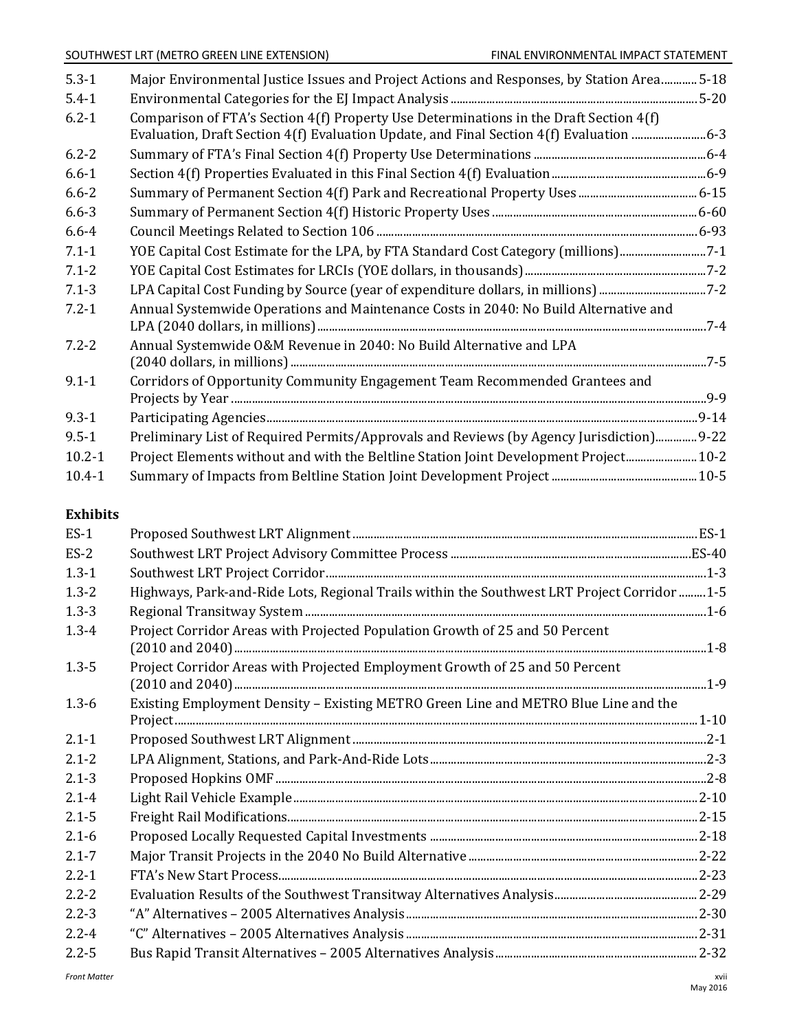| | | |
|---|---|---|
| 5.3-1 | Major Environmental Justice Issues and Project Actions and Responses, by Station Area | 5-18 |
| 5.4-1 | Environmental Categories for the EJ Impact Analysis | 5-20 |
| 6.2-1 | Comparison of FTA's Section 4(f) Property Use Determinations in the Draft Section 4(f) Evaluation, Draft Section 4(f) Evaluation Update, and Final Section 4(f) Evaluation | 6-3 |
| 6.2-2 | Summary of FTA's Final Section 4(f) Property Use Determinations | 6-4 |
| 6.6-1 | Section 4(f) Properties Evaluated in this Final Section 4(f) Evaluation | 6-9 |
| 6.6-2 | Summary of Permanent Section 4(f) Park and Recreational Property Uses | 6-15 |
| 6.6-3 | Summary of Permanent Section 4(f) Historic Property Uses | 6-60 |
| 6.6-4 | Council Meetings Related to Section 106 | 6-93 |
| 7.1-1 | YOE Capital Cost Estimate for the LPA, by FTA Standard Cost Category (millions) | 7-1 |
| 7.1-2 | YOE Capital Cost Estimates for LRCIs (YOE dollars, in thousands) | 7-2 |
| 7.1-3 | LPA Capital Cost Funding by Source (year of expenditure dollars, in millions) | 7-2 |
| 7.2-1 | Annual Systemwide Operations and Maintenance Costs in 2040: No Build Alternative and LPA (2040 dollars, in millions) | 7-4 |
| 7.2-2 | Annual Systemwide O&M Revenue in 2040: No Build Alternative and LPA (2040 dollars, in millions) | 7-5 |
| 9.1-1 | Corridors of Opportunity Community Engagement Team Recommended Grantees and Projects by Year | 9-9 |
| 9.3-1 | Participating Agencies | 9-14 |
| 9.5-1 | Preliminary List of Required Permits/Approvals and Reviews (by Agency Jurisdiction) | 9-22 |
| 10.2-1 | Project Elements without and with the Beltline Station Joint Development Project | 10-2 |
| 10.4-1 | Summary of Impacts from Beltline Station Joint Development Project | 10-5 |

## Exhibits

| | | |
|---|---|---|
| ES-1 | Proposed Southwest LRT Alignment | ES-1 |
| ES-2 | Southwest LRT Project Advisory Committee Process | ES-40 |
| 1.3-1 | Southwest LRT Project Corridor | 1-3 |
| 1.3-2 | Highways, Park-and-Ride Lots, Regional Trails within the Southwest LRT Project Corridor | 1-5 |
| 1.3-3 | Regional Transitway System | 1-6 |
| 1.3-4 | Project Corridor Areas with Projected Population Growth of 25 and 50 Percent (2010 and 2040) | 1-8 |
| 1.3-5 | Project Corridor Areas with Projected Employment Growth of 25 and 50 Percent (2010 and 2040) | 1-9 |
| 1.3-6 | Existing Employment Density – Existing METRO Green Line and METRO Blue Line and the Project | 1-10 |
| 2.1-1 | Proposed Southwest LRT Alignment | 2-1 |
| 2.1-2 | LPA Alignment, Stations, and Park-And-Ride Lots | 2-3 |
| 2.1-3 | Proposed Hopkins OMF | 2-8 |
| 2.1-4 | Light Rail Vehicle Example | 2-10 |
| 2.1-5 | Freight Rail Modifications | 2-15 |
| 2.1-6 | Proposed Locally Requested Capital Investments | 2-18 |
| 2.1-7 | Major Transit Projects in the 2040 No Build Alternative | 2-22 |
| 2.2-1 | FTA's New Start Process | 2-23 |
| 2.2-2 | Evaluation Results of the Southwest Transitway Alternatives Analysis | 2-29 |
| 2.2-3 | "A" Alternatives – 2005 Alternatives Analysis | 2-30 |
| 2.2-4 | "C" Alternatives – 2005 Alternatives Analysis | 2-31 |
| 2.2-5 | Bus Rapid Transit Alternatives – 2005 Alternatives Analysis | 2-32 |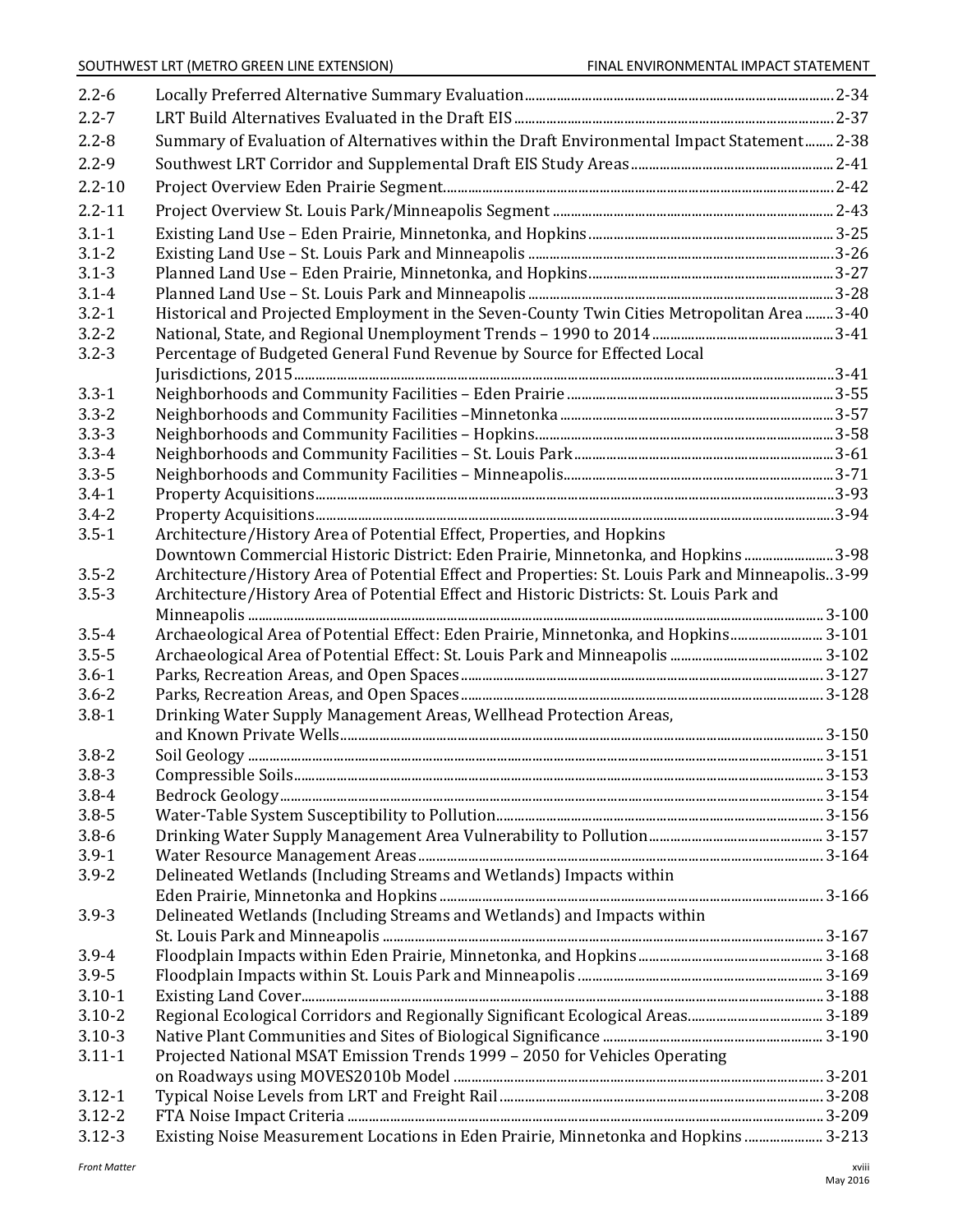| | | |
|---|---|---|
| 2.2-6 | Locally Preferred Alternative Summary Evaluation | 2-34 |
| 2.2-7 | LRT Build Alternatives Evaluated in the Draft EIS | 2-37 |
| 2.2-8 | Summary of Evaluation of Alternatives within the Draft Environmental Impact Statement | 2-38 |
| 2.2-9 | Southwest LRT Corridor and Supplemental Draft EIS Study Areas | 2-41 |
| 2.2-10 | Project Overview Eden Prairie Segment | 2-42 |
| 2.2-11 | Project Overview St. Louis Park/Minneapolis Segment | 2-43 |
| 3.1-1 | Existing Land Use – Eden Prairie, Minnetonka, and Hopkins | 3-25 |
| 3.1-2 | Existing Land Use – St. Louis Park and Minneapolis | 3-26 |
| 3.1-3 | Planned Land Use – Eden Prairie, Minnetonka, and Hopkins | 3-27 |
| 3.1-4 | Planned Land Use – St. Louis Park and Minneapolis | 3-28 |
| 3.2-1 | Historical and Projected Employment in the Seven-County Twin Cities Metropolitan Area | 3-40 |
| 3.2-2 | National, State, and Regional Unemployment Trends – 1990 to 2014 | 3-41 |
| 3.2-3 | Percentage of Budgeted General Fund Revenue by Source for Effected Local Jurisdictions, 2015 | 3-41 |
| 3.3-1 | Neighborhoods and Community Facilities – Eden Prairie | 3-55 |
| 3.3-2 | Neighborhoods and Community Facilities –Minnetonka | 3-57 |
| 3.3-3 | Neighborhoods and Community Facilities – Hopkins | 3-58 |
| 3.3-4 | Neighborhoods and Community Facilities – St. Louis Park | 3-61 |
| 3.3-5 | Neighborhoods and Community Facilities – Minneapolis | 3-71 |
| 3.4-1 | Property Acquisitions | 3-93 |
| 3.4-2 | Property Acquisitions | 3-94 |
| 3.5-1 | Architecture/History Area of Potential Effect, Properties, and Hopkins Downtown Commercial Historic District: Eden Prairie, Minnetonka, and Hopkins | 3-98 |
| 3.5-2 | Architecture/History Area of Potential Effect and Properties: St. Louis Park and Minneapolis | 3-99 |
| 3.5-3 | Architecture/History Area of Potential Effect and Historic Districts: St. Louis Park and Minneapolis | 3-100 |
| 3.5-4 | Archaeological Area of Potential Effect: Eden Prairie, Minnetonka, and Hopkins | 3-101 |
| 3.5-5 | Archaeological Area of Potential Effect: St. Louis Park and Minneapolis | 3-102 |
| 3.6-1 | Parks, Recreation Areas, and Open Spaces | 3-127 |
| 3.6-2 | Parks, Recreation Areas, and Open Spaces | 3-128 |
| 3.8-1 | Drinking Water Supply Management Areas, Wellhead Protection Areas, and Known Private Wells | 3-150 |
| 3.8-2 | Soil Geology | 3-151 |
| 3.8-3 | Compressible Soils | 3-153 |
| 3.8-4 | Bedrock Geology | 3-154 |
| 3.8-5 | Water-Table System Susceptibility to Pollution | 3-156 |
| 3.8-6 | Drinking Water Supply Management Area Vulnerability to Pollution | 3-157 |
| 3.9-1 | Water Resource Management Areas | 3-164 |
| 3.9-2 | Delineated Wetlands (Including Streams and Wetlands) Impacts within Eden Prairie, Minnetonka and Hopkins | 3-166 |
| 3.9-3 | Delineated Wetlands (Including Streams and Wetlands) and Impacts within St. Louis Park and Minneapolis | 3-167 |
| 3.9-4 | Floodplain Impacts within Eden Prairie, Minnetonka, and Hopkins | 3-168 |
| 3.9-5 | Floodplain Impacts within St. Louis Park and Minneapolis | 3-169 |
| 3.10-1 | Existing Land Cover | 3-188 |
| 3.10-2 | Regional Ecological Corridors and Regionally Significant Ecological Areas | 3-189 |
| 3.10-3 | Native Plant Communities and Sites of Biological Significance | 3-190 |
| 3.11-1 | Projected National MSAT Emission Trends 1999 – 2050 for Vehicles Operating on Roadways using MOVES2010b Model | 3-201 |
| 3.12-1 | Typical Noise Levels from LRT and Freight Rail | 3-208 |
| 3.12-2 | FTA Noise Impact Criteria | 3-209 |
| 3.12-3 | Existing Noise Measurement Locations in Eden Prairie, Minnetonka and Hopkins | 3-213 |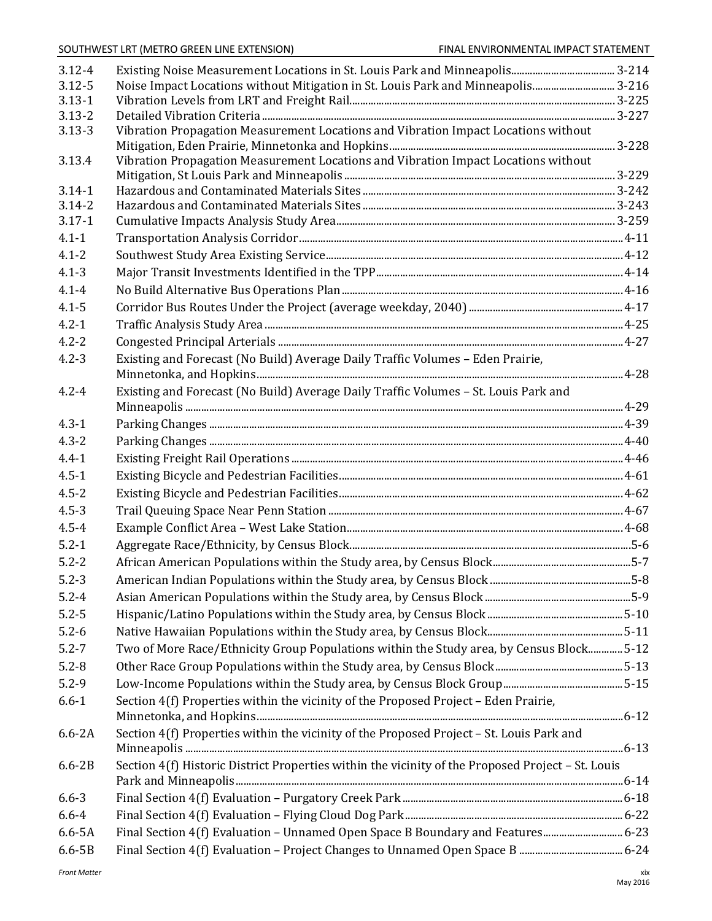| | | |
|---|---|---|
| 3.12-4 | Existing Noise Measurement Locations in St. Louis Park and Minneapolis | 3-214 |
| 3.12-5 | Noise Impact Locations without Mitigation in St. Louis Park and Minneapolis | 3-216 |
| 3.13-1 | Vibration Levels from LRT and Freight Rail | 3-225 |
| 3.13-2 | Detailed Vibration Criteria | 3-227 |
| 3.13-3 | Vibration Propagation Measurement Locations and Vibration Impact Locations without Mitigation, Eden Prairie, Minnetonka and Hopkins | 3-228 |
| 3.13.4 | Vibration Propagation Measurement Locations and Vibration Impact Locations without Mitigation, St Louis Park and Minneapolis | 3-229 |
| 3.14-1 | Hazardous and Contaminated Materials Sites | 3-242 |
| 3.14-2 | Hazardous and Contaminated Materials Sites | 3-243 |
| 3.17-1 | Cumulative Impacts Analysis Study Area | 3-259 |
| 4.1-1 | Transportation Analysis Corridor | 4-11 |
| 4.1-2 | Southwest Study Area Existing Service | 4-12 |
| 4.1-3 | Major Transit Investments Identified in the TPP | 4-14 |
| 4.1-4 | No Build Alternative Bus Operations Plan | 4-16 |
| 4.1-5 | Corridor Bus Routes Under the Project (average weekday, 2040) | 4-17 |
| 4.2-1 | Traffic Analysis Study Area | 4-25 |
| 4.2-2 | Congested Principal Arterials | 4-27 |
| 4.2-3 | Existing and Forecast (No Build) Average Daily Traffic Volumes – Eden Prairie, Minnetonka, and Hopkins | 4-28 |
| 4.2-4 | Existing and Forecast (No Build) Average Daily Traffic Volumes – St. Louis Park and Minneapolis | 4-29 |
| 4.3-1 | Parking Changes | 4-39 |
| 4.3-2 | Parking Changes | 4-40 |
| 4.4-1 | Existing Freight Rail Operations | 4-46 |
| 4.5-1 | Existing Bicycle and Pedestrian Facilities | 4-61 |
| 4.5-2 | Existing Bicycle and Pedestrian Facilities | 4-62 |
| 4.5-3 | Trail Queuing Space Near Penn Station | 4-67 |
| 4.5-4 | Example Conflict Area – West Lake Station | 4-68 |
| 5.2-1 | Aggregate Race/Ethnicity, by Census Block | 5-6 |
| 5.2-2 | African American Populations within the Study area, by Census Block | 5-7 |
| 5.2-3 | American Indian Populations within the Study area, by Census Block | 5-8 |
| 5.2-4 | Asian American Populations within the Study area, by Census Block | 5-9 |
| 5.2-5 | Hispanic/Latino Populations within the Study area, by Census Block | 5-10 |
| 5.2-6 | Native Hawaiian Populations within the Study area, by Census Block | 5-11 |
| 5.2-7 | Two of More Race/Ethnicity Group Populations within the Study area, by Census Block | 5-12 |
| 5.2-8 | Other Race Group Populations within the Study area, by Census Block | 5-13 |
| 5.2-9 | Low-Income Populations within the Study area, by Census Block Group | 5-15 |
| 6.6-1 | Section 4(f) Properties within the vicinity of the Proposed Project – Eden Prairie, Minnetonka, and Hopkins | 6-12 |
| 6.6-2A | Section 4(f) Properties within the vicinity of the Proposed Project – St. Louis Park and Minneapolis | 6-13 |
| 6.6-2B | Section 4(f) Historic District Properties within the vicinity of the Proposed Project – St. Louis Park and Minneapolis | 6-14 |
| 6.6-3 | Final Section 4(f) Evaluation – Purgatory Creek Park | 6-18 |
| 6.6-4 | Final Section 4(f) Evaluation – Flying Cloud Dog Park | 6-22 |
| 6.6-5A | Final Section 4(f) Evaluation – Unnamed Open Space B Boundary and Features | 6-23 |
| 6.6-5B | Final Section 4(f) Evaluation – Project Changes to Unnamed Open Space B | 6-24 |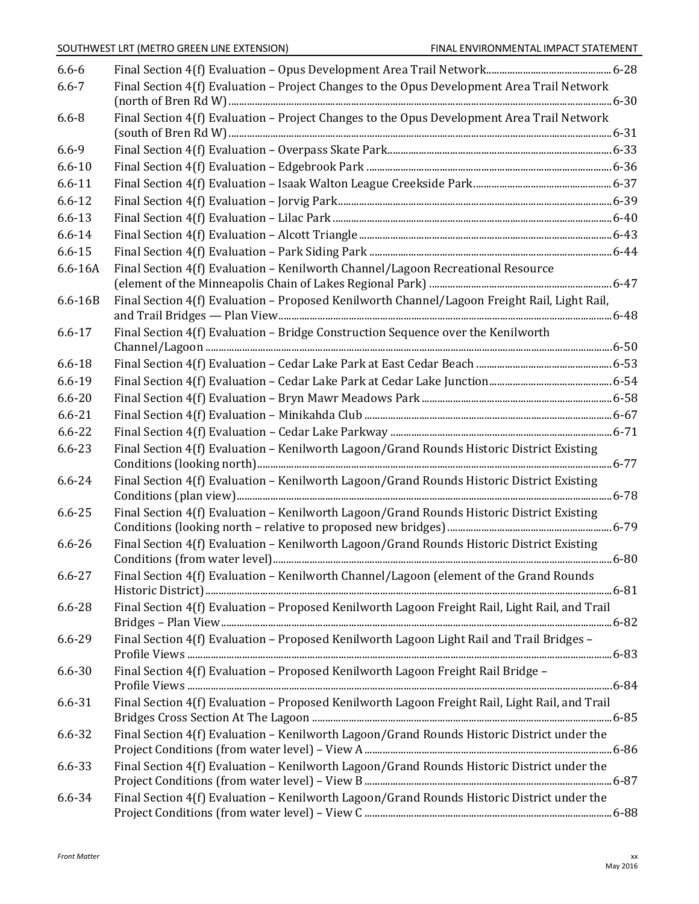| | | |
|---|---|---|
| 6.6-6 | Final Section 4(f) Evaluation – Opus Development Area Trail Network | 6-28 |
| 6.6-7 | Final Section 4(f) Evaluation – Project Changes to the Opus Development Area Trail Network (north of Bren Rd W) | 6-30 |
| 6.6-8 | Final Section 4(f) Evaluation – Project Changes to the Opus Development Area Trail Network (south of Bren Rd W) | 6-31 |
| 6.6-9 | Final Section 4(f) Evaluation – Overpass Skate Park | 6-33 |
| 6.6-10 | Final Section 4(f) Evaluation – Edgebrook Park | 6-36 |
| 6.6-11 | Final Section 4(f) Evaluation – Isaak Walton League Creekside Park | 6-37 |
| 6.6-12 | Final Section 4(f) Evaluation – Jorvig Park | 6-39 |
| 6.6-13 | Final Section 4(f) Evaluation – Lilac Park | 6-40 |
| 6.6-14 | Final Section 4(f) Evaluation – Alcott Triangle | 6-43 |
| 6.6-15 | Final Section 4(f) Evaluation – Park Siding Park | 6-44 |
| 6.6-16A | Final Section 4(f) Evaluation – Kenilworth Channel/Lagoon Recreational Resource (element of the Minneapolis Chain of Lakes Regional Park) | 6-47 |
| 6.6-16B | Final Section 4(f) Evaluation – Proposed Kenilworth Channel/Lagoon Freight Rail, Light Rail, and Trail Bridges — Plan View | 6-48 |
| 6.6-17 | Final Section 4(f) Evaluation – Bridge Construction Sequence over the Kenilworth Channel/Lagoon | 6-50 |
| 6.6-18 | Final Section 4(f) Evaluation – Cedar Lake Park at East Cedar Beach | 6-53 |
| 6.6-19 | Final Section 4(f) Evaluation – Cedar Lake Park at Cedar Lake Junction | 6-54 |
| 6.6-20 | Final Section 4(f) Evaluation – Bryn Mawr Meadows Park | 6-58 |
| 6.6-21 | Final Section 4(f) Evaluation – Minikahda Club | 6-67 |
| 6.6-22 | Final Section 4(f) Evaluation – Cedar Lake Parkway | 6-71 |
| 6.6-23 | Final Section 4(f) Evaluation – Kenilworth Lagoon/Grand Rounds Historic District Existing Conditions (looking north) | 6-77 |
| 6.6-24 | Final Section 4(f) Evaluation – Kenilworth Lagoon/Grand Rounds Historic District Existing Conditions (plan view) | 6-78 |
| 6.6-25 | Final Section 4(f) Evaluation – Kenilworth Lagoon/Grand Rounds Historic District Existing Conditions (looking north – relative to proposed new bridges) | 6-79 |
| 6.6-26 | Final Section 4(f) Evaluation – Kenilworth Lagoon/Grand Rounds Historic District Existing Conditions (from water level) | 6-80 |
| 6.6-27 | Final Section 4(f) Evaluation – Kenilworth Channel/Lagoon (element of the Grand Rounds Historic District) | 6-81 |
| 6.6-28 | Final Section 4(f) Evaluation – Proposed Kenilworth Lagoon Freight Rail, Light Rail, and Trail Bridges – Plan View | 6-82 |
| 6.6-29 | Final Section 4(f) Evaluation – Proposed Kenilworth Lagoon Light Rail and Trail Bridges – Profile Views | 6-83 |
| 6.6-30 | Final Section 4(f) Evaluation – Proposed Kenilworth Lagoon Freight Rail Bridge – Profile Views | 6-84 |
| 6.6-31 | Final Section 4(f) Evaluation – Proposed Kenilworth Lagoon Freight Rail, Light Rail, and Trail Bridges Cross Section At The Lagoon | 6-85 |
| 6.6-32 | Final Section 4(f) Evaluation – Kenilworth Lagoon/Grand Rounds Historic District under the Project Conditions (from water level) – View A | 6-86 |
| 6.6-33 | Final Section 4(f) Evaluation – Kenilworth Lagoon/Grand Rounds Historic District under the Project Conditions (from water level) – View B | 6-87 |
| 6.6-34 | Final Section 4(f) Evaluation – Kenilworth Lagoon/Grand Rounds Historic District under the Project Conditions (from water level) – View C | 6-88 |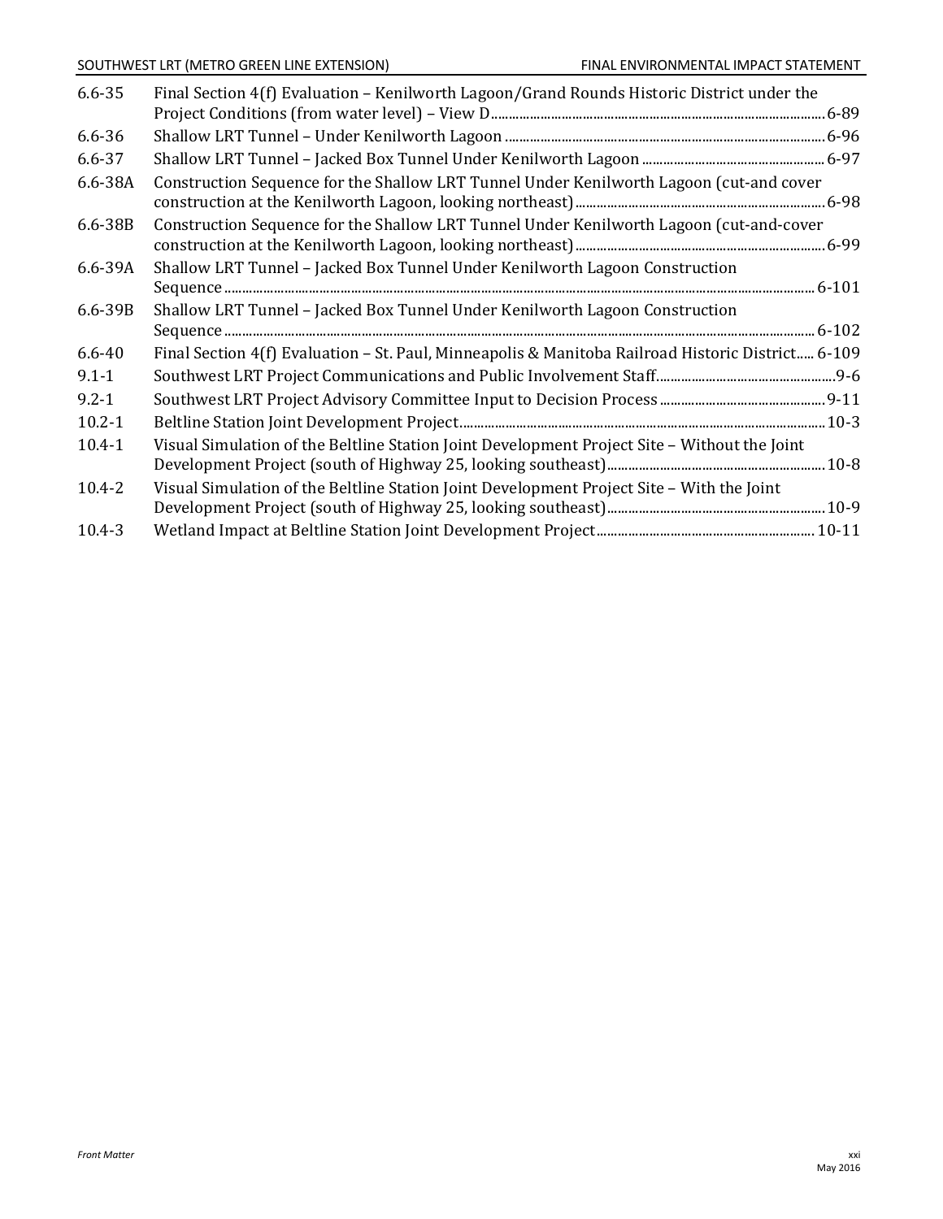| | | |
|---|---|---|
| 6.6-35 | Final Section 4(f) Evaluation – Kenilworth Lagoon/Grand Rounds Historic District under the Project Conditions (from water level) – View D | 6-89 |
| 6.6-36 | Shallow LRT Tunnel – Under Kenilworth Lagoon | 6-96 |
| 6.6-37 | Shallow LRT Tunnel – Jacked Box Tunnel Under Kenilworth Lagoon | 6-97 |
| 6.6-38A | Construction Sequence for the Shallow LRT Tunnel Under Kenilworth Lagoon (cut-and cover construction at the Kenilworth Lagoon, looking northeast) | 6-98 |
| 6.6-38B | Construction Sequence for the Shallow LRT Tunnel Under Kenilworth Lagoon (cut-and-cover construction at the Kenilworth Lagoon, looking northeast) | 6-99 |
| 6.6-39A | Shallow LRT Tunnel – Jacked Box Tunnel Under Kenilworth Lagoon Construction Sequence | 6-101 |
| 6.6-39B | Shallow LRT Tunnel – Jacked Box Tunnel Under Kenilworth Lagoon Construction Sequence | 6-102 |
| 6.6-40 | Final Section 4(f) Evaluation – St. Paul, Minneapolis & Manitoba Railroad Historic District | 6-109 |
| 9.1-1 | Southwest LRT Project Communications and Public Involvement Staff | 9-6 |
| 9.2-1 | Southwest LRT Project Advisory Committee Input to Decision Process | 9-11 |
| 10.2-1 | Beltline Station Joint Development Project | 10-3 |
| 10.4-1 | Visual Simulation of the Beltline Station Joint Development Project Site – Without the Joint Development Project (south of Highway 25, looking southeast) | 10-8 |
| 10.4-2 | Visual Simulation of the Beltline Station Joint Development Project Site – With the Joint Development Project (south of Highway 25, looking southeast) | 10-9 |
| 10.4-3 | Wetland Impact at Beltline Station Joint Development Project | 10-11 |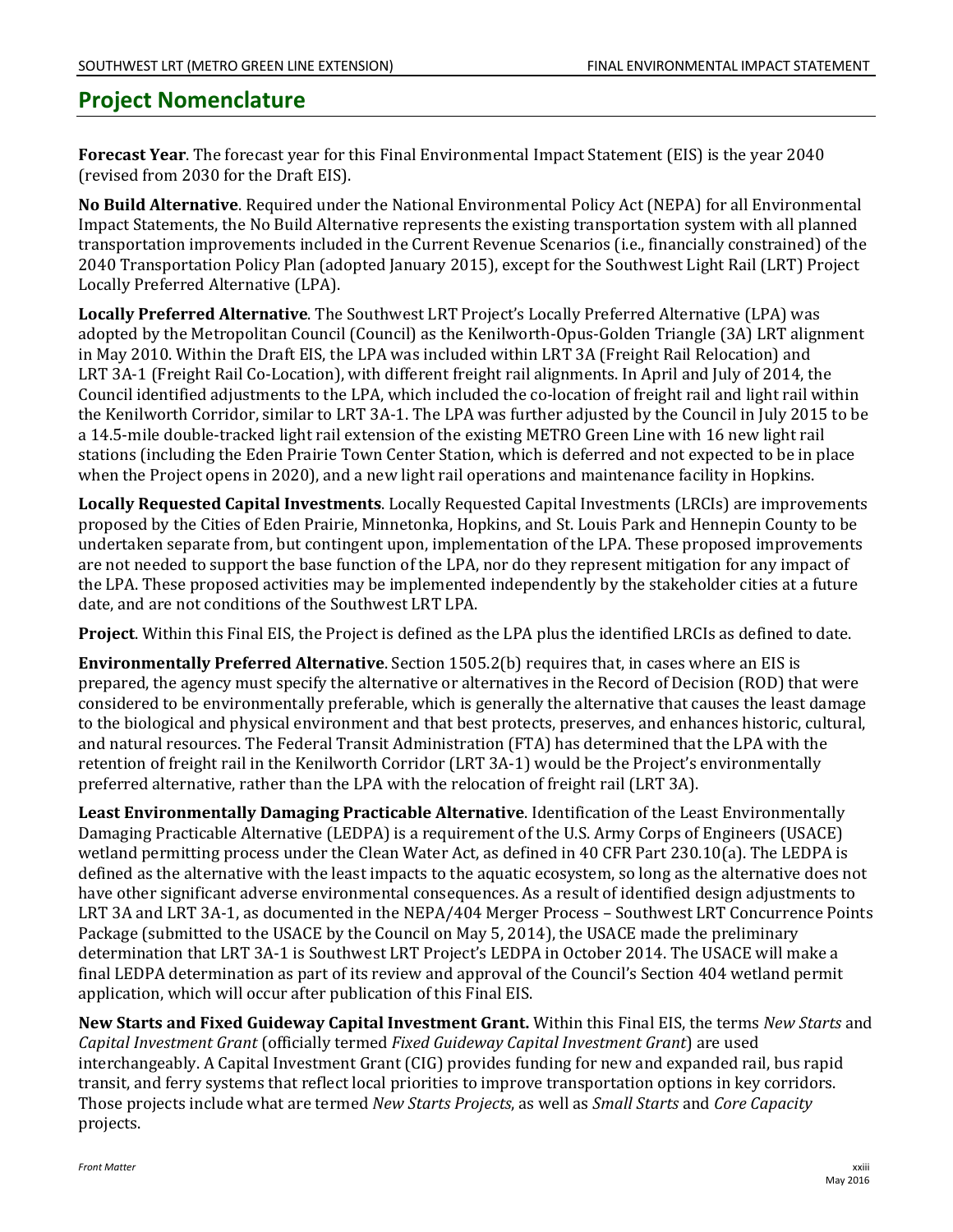## Project Nomenclature

**Forecast Year**. The forecast year for this Final Environmental Impact Statement (EIS) is the year 2040 (revised from 2030 for the Draft EIS).

**No Build Alternative**. Required under the National Environmental Policy Act (NEPA) for all Environmental Impact Statements, the No Build Alternative represents the existing transportation system with all planned transportation improvements included in the Current Revenue Scenarios (i.e., financially constrained) of the 2040 Transportation Policy Plan (adopted January 2015), except for the Southwest Light Rail (LRT) Project Locally Preferred Alternative (LPA).

**Locally Preferred Alternative**. The Southwest LRT Project's Locally Preferred Alternative (LPA) was adopted by the Metropolitan Council (Council) as the Kenilworth-Opus-Golden Triangle (3A) LRT alignment in May 2010. Within the Draft EIS, the LPA was included within LRT 3A (Freight Rail Relocation) and LRT 3A-1 (Freight Rail Co-Location), with different freight rail alignments. In April and July of 2014, the Council identified adjustments to the LPA, which included the co-location of freight rail and light rail within the Kenilworth Corridor, similar to LRT 3A-1. The LPA was further adjusted by the Council in July 2015 to be a 14.5-mile double-tracked light rail extension of the existing METRO Green Line with 16 new light rail stations (including the Eden Prairie Town Center Station, which is deferred and not expected to be in place when the Project opens in 2020), and a new light rail operations and maintenance facility in Hopkins.

**Locally Requested Capital Investments**. Locally Requested Capital Investments (LRCIs) are improvements proposed by the Cities of Eden Prairie, Minnetonka, Hopkins, and St. Louis Park and Hennepin County to be undertaken separate from, but contingent upon, implementation of the LPA. These proposed improvements are not needed to support the base function of the LPA, nor do they represent mitigation for any impact of the LPA. These proposed activities may be implemented independently by the stakeholder cities at a future date, and are not conditions of the Southwest LRT LPA.

**Project**. Within this Final EIS, the Project is defined as the LPA plus the identified LRCIs as defined to date.

**Environmentally Preferred Alternative**. Section 1505.2(b) requires that, in cases where an EIS is prepared, the agency must specify the alternative or alternatives in the Record of Decision (ROD) that were considered to be environmentally preferable, which is generally the alternative that causes the least damage to the biological and physical environment and that best protects, preserves, and enhances historic, cultural, and natural resources. The Federal Transit Administration (FTA) has determined that the LPA with the retention of freight rail in the Kenilworth Corridor (LRT 3A-1) would be the Project's environmentally preferred alternative, rather than the LPA with the relocation of freight rail (LRT 3A).

**Least Environmentally Damaging Practicable Alternative**. Identification of the Least Environmentally Damaging Practicable Alternative (LEDPA) is a requirement of the U.S. Army Corps of Engineers (USACE) wetland permitting process under the Clean Water Act, as defined in 40 CFR Part 230.10(a). The LEDPA is defined as the alternative with the least impacts to the aquatic ecosystem, so long as the alternative does not have other significant adverse environmental consequences. As a result of identified design adjustments to LRT 3A and LRT 3A-1, as documented in the NEPA/404 Merger Process – Southwest LRT Concurrence Points Package (submitted to the USACE by the Council on May 5, 2014), the USACE made the preliminary determination that LRT 3A-1 is Southwest LRT Project's LEDPA in October 2014. The USACE will make a final LEDPA determination as part of its review and approval of the Council's Section 404 wetland permit application, which will occur after publication of this Final EIS.

**New Starts and Fixed Guideway Capital Investment Grant.** Within this Final EIS, the terms *New Starts* and *Capital Investment Grant* (officially termed *Fixed Guideway Capital Investment Grant*) are used interchangeably. A Capital Investment Grant (CIG) provides funding for new and expanded rail, bus rapid transit, and ferry systems that reflect local priorities to improve transportation options in key corridors. Those projects include what are termed *New Starts Projects*, as well as *Small Starts* and *Core Capacity* projects.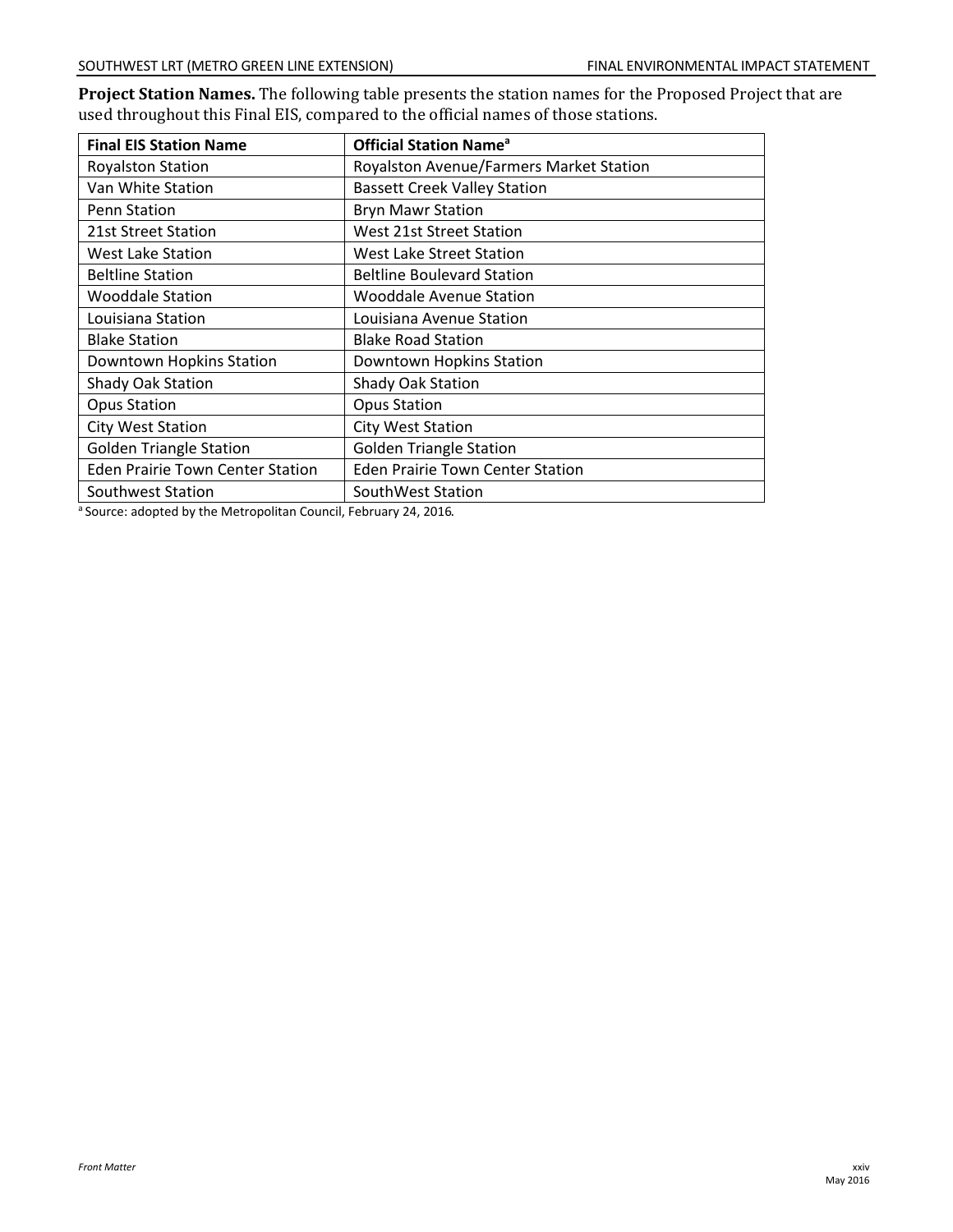**Project Station Names.** The following table presents the station names for the Proposed Project that are used throughout this Final EIS, compared to the official names of those stations.

| Final EIS Station Name | Official Station Name[a] |
|---|---|
| Royalston Station | Royalston Avenue/Farmers Market Station |
| Van White Station | Bassett Creek Valley Station |
| Penn Station | Bryn Mawr Station |
| 21st Street Station | West 21st Street Station |
| West Lake Station | West Lake Street Station |
| Beltline Station | Beltline Boulevard Station |
| Wooddale Station | Wooddale Avenue Station |
| Louisiana Station | Louisiana Avenue Station |
| Blake Station | Blake Road Station |
| Downtown Hopkins Station | Downtown Hopkins Station |
| Shady Oak Station | Shady Oak Station |
| Opus Station | Opus Station |
| City West Station | City West Station |
| Golden Triangle Station | Golden Triangle Station |
| Eden Prairie Town Center Station | Eden Prairie Town Center Station |
| Southwest Station | SouthWest Station |

[a] Source: adopted by the Metropolitan Council, February 24, 2016.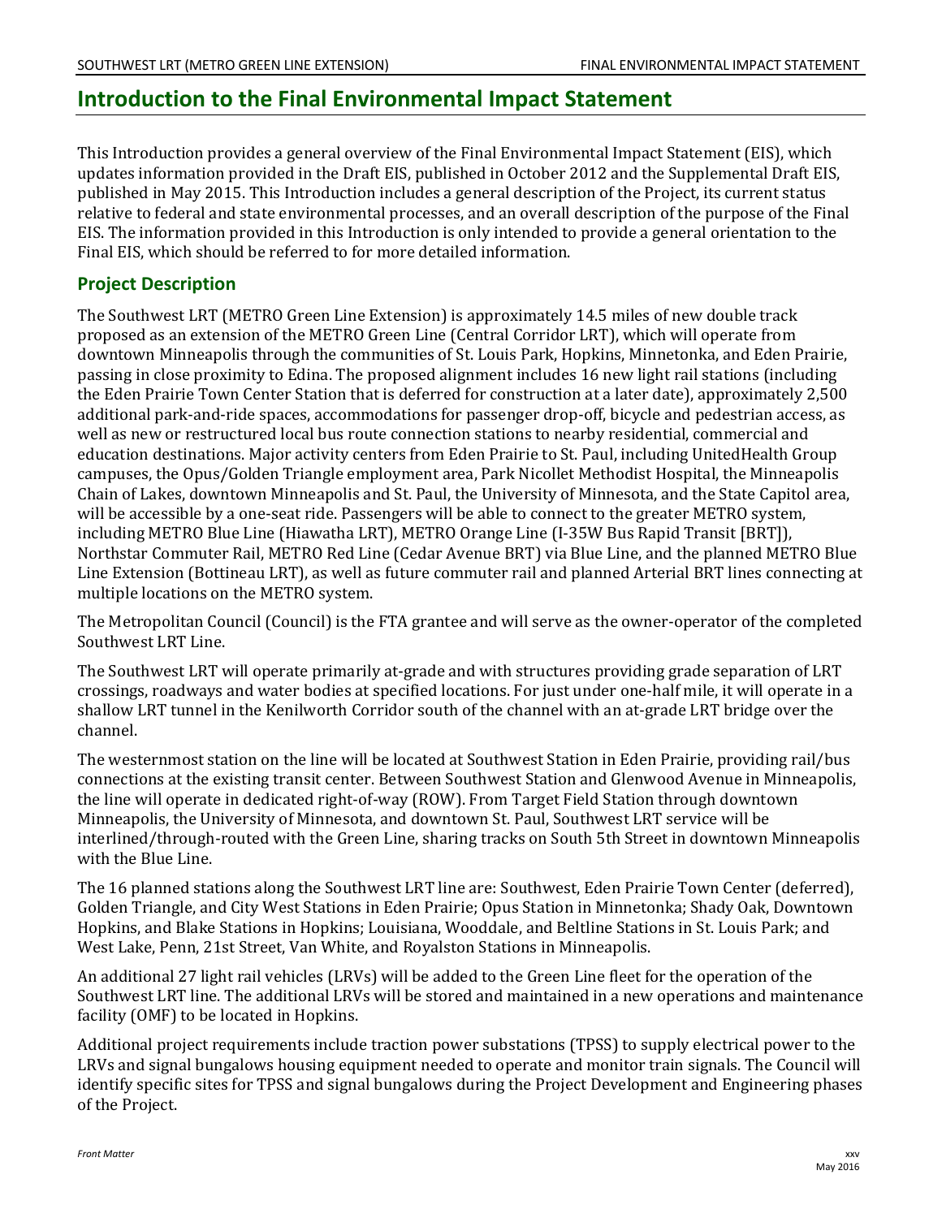# Introduction to the Final Environmental Impact Statement

This Introduction provides a general overview of the Final Environmental Impact Statement (EIS), which updates information provided in the Draft EIS, published in October 2012 and the Supplemental Draft EIS, published in May 2015. This Introduction includes a general description of the Project, its current status relative to federal and state environmental processes, and an overall description of the purpose of the Final EIS. The information provided in this Introduction is only intended to provide a general orientation to the Final EIS, which should be referred to for more detailed information.

## Project Description

The Southwest LRT (METRO Green Line Extension) is approximately 14.5 miles of new double track proposed as an extension of the METRO Green Line (Central Corridor LRT), which will operate from downtown Minneapolis through the communities of St. Louis Park, Hopkins, Minnetonka, and Eden Prairie, passing in close proximity to Edina. The proposed alignment includes 16 new light rail stations (including the Eden Prairie Town Center Station that is deferred for construction at a later date), approximately 2,500 additional park-and-ride spaces, accommodations for passenger drop-off, bicycle and pedestrian access, as well as new or restructured local bus route connection stations to nearby residential, commercial and education destinations. Major activity centers from Eden Prairie to St. Paul, including UnitedHealth Group campuses, the Opus/Golden Triangle employment area, Park Nicollet Methodist Hospital, the Minneapolis Chain of Lakes, downtown Minneapolis and St. Paul, the University of Minnesota, and the State Capitol area, will be accessible by a one-seat ride. Passengers will be able to connect to the greater METRO system, including METRO Blue Line (Hiawatha LRT), METRO Orange Line (I-35W Bus Rapid Transit [BRT]), Northstar Commuter Rail, METRO Red Line (Cedar Avenue BRT) via Blue Line, and the planned METRO Blue Line Extension (Bottineau LRT), as well as future commuter rail and planned Arterial BRT lines connecting at multiple locations on the METRO system.

The Metropolitan Council (Council) is the FTA grantee and will serve as the owner-operator of the completed Southwest LRT Line.

The Southwest LRT will operate primarily at-grade and with structures providing grade separation of LRT crossings, roadways and water bodies at specified locations. For just under one-half mile, it will operate in a shallow LRT tunnel in the Kenilworth Corridor south of the channel with an at-grade LRT bridge over the channel.

The westernmost station on the line will be located at Southwest Station in Eden Prairie, providing rail/bus connections at the existing transit center. Between Southwest Station and Glenwood Avenue in Minneapolis, the line will operate in dedicated right-of-way (ROW). From Target Field Station through downtown Minneapolis, the University of Minnesota, and downtown St. Paul, Southwest LRT service will be interlined/through-routed with the Green Line, sharing tracks on South 5th Street in downtown Minneapolis with the Blue Line.

The 16 planned stations along the Southwest LRT line are: Southwest, Eden Prairie Town Center (deferred), Golden Triangle, and City West Stations in Eden Prairie; Opus Station in Minnetonka; Shady Oak, Downtown Hopkins, and Blake Stations in Hopkins; Louisiana, Wooddale, and Beltline Stations in St. Louis Park; and West Lake, Penn, 21st Street, Van White, and Royalston Stations in Minneapolis.

An additional 27 light rail vehicles (LRVs) will be added to the Green Line fleet for the operation of the Southwest LRT line. The additional LRVs will be stored and maintained in a new operations and maintenance facility (OMF) to be located in Hopkins.

Additional project requirements include traction power substations (TPSS) to supply electrical power to the LRVs and signal bungalows housing equipment needed to operate and monitor train signals. The Council will identify specific sites for TPSS and signal bungalows during the Project Development and Engineering phases of the Project.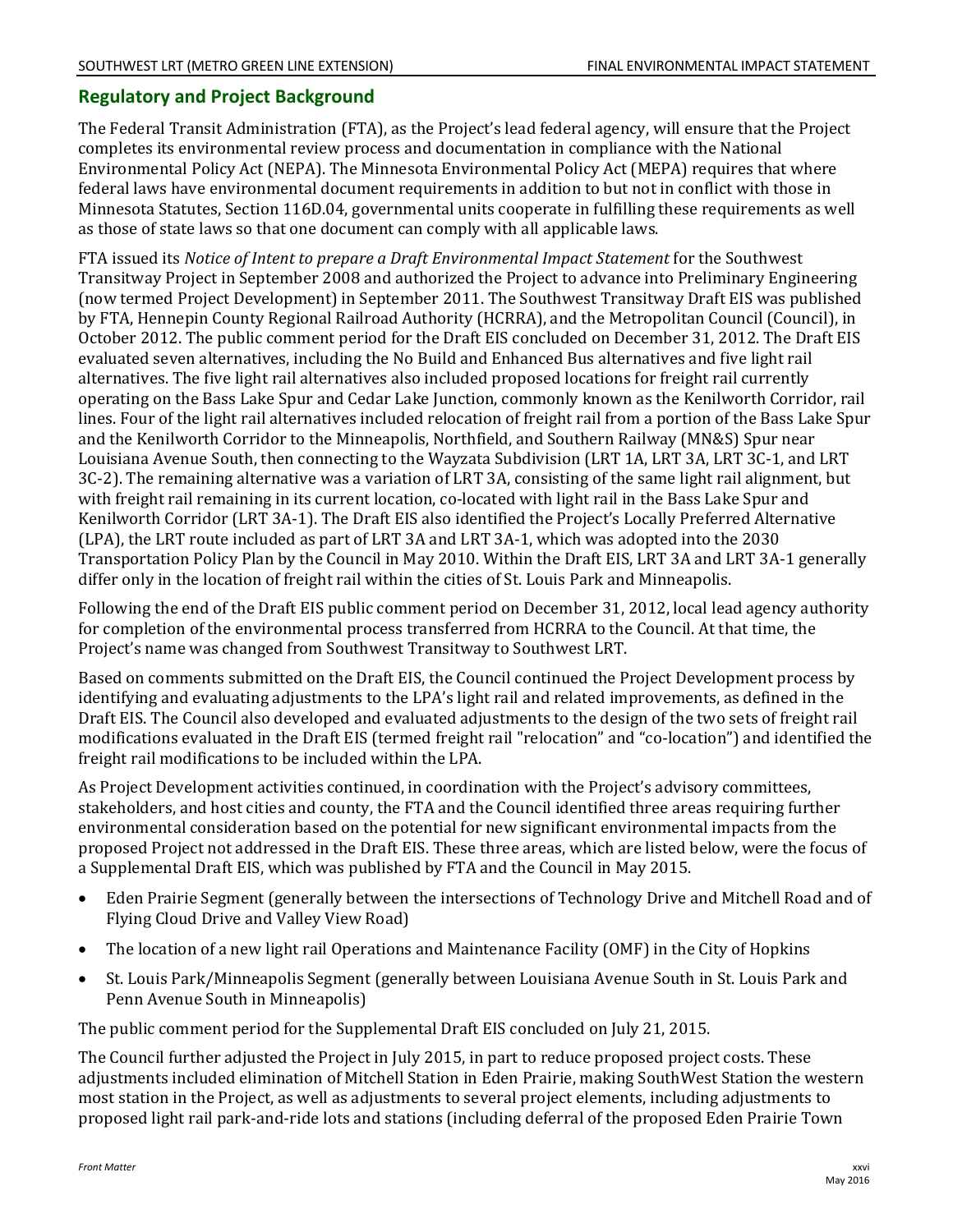## Regulatory and Project Background

The Federal Transit Administration (FTA), as the Project's lead federal agency, will ensure that the Project completes its environmental review process and documentation in compliance with the National Environmental Policy Act (NEPA). The Minnesota Environmental Policy Act (MEPA) requires that where federal laws have environmental document requirements in addition to but not in conflict with those in Minnesota Statutes, Section 116D.04, governmental units cooperate in fulfilling these requirements as well as those of state laws so that one document can comply with all applicable laws.

FTA issued its *Notice of Intent to prepare a Draft Environmental Impact Statement* for the Southwest Transitway Project in September 2008 and authorized the Project to advance into Preliminary Engineering (now termed Project Development) in September 2011. The Southwest Transitway Draft EIS was published by FTA, Hennepin County Regional Railroad Authority (HCRRA), and the Metropolitan Council (Council), in October 2012. The public comment period for the Draft EIS concluded on December 31, 2012. The Draft EIS evaluated seven alternatives, including the No Build and Enhanced Bus alternatives and five light rail alternatives. The five light rail alternatives also included proposed locations for freight rail currently operating on the Bass Lake Spur and Cedar Lake Junction, commonly known as the Kenilworth Corridor, rail lines. Four of the light rail alternatives included relocation of freight rail from a portion of the Bass Lake Spur and the Kenilworth Corridor to the Minneapolis, Northfield, and Southern Railway (MN&S) Spur near Louisiana Avenue South, then connecting to the Wayzata Subdivision (LRT 1A, LRT 3A, LRT 3C-1, and LRT 3C-2). The remaining alternative was a variation of LRT 3A, consisting of the same light rail alignment, but with freight rail remaining in its current location, co-located with light rail in the Bass Lake Spur and Kenilworth Corridor (LRT 3A-1). The Draft EIS also identified the Project's Locally Preferred Alternative (LPA), the LRT route included as part of LRT 3A and LRT 3A-1, which was adopted into the 2030 Transportation Policy Plan by the Council in May 2010. Within the Draft EIS, LRT 3A and LRT 3A-1 generally differ only in the location of freight rail within the cities of St. Louis Park and Minneapolis.

Following the end of the Draft EIS public comment period on December 31, 2012, local lead agency authority for completion of the environmental process transferred from HCRRA to the Council. At that time, the Project's name was changed from Southwest Transitway to Southwest LRT.

Based on comments submitted on the Draft EIS, the Council continued the Project Development process by identifying and evaluating adjustments to the LPA's light rail and related improvements, as defined in the Draft EIS. The Council also developed and evaluated adjustments to the design of the two sets of freight rail modifications evaluated in the Draft EIS (termed freight rail "relocation" and "co-location") and identified the freight rail modifications to be included within the LPA.

As Project Development activities continued, in coordination with the Project's advisory committees, stakeholders, and host cities and county, the FTA and the Council identified three areas requiring further environmental consideration based on the potential for new significant environmental impacts from the proposed Project not addressed in the Draft EIS. These three areas, which are listed below, were the focus of a Supplemental Draft EIS, which was published by FTA and the Council in May 2015.

- Eden Prairie Segment (generally between the intersections of Technology Drive and Mitchell Road and of Flying Cloud Drive and Valley View Road)
- The location of a new light rail Operations and Maintenance Facility (OMF) in the City of Hopkins
- St. Louis Park/Minneapolis Segment (generally between Louisiana Avenue South in St. Louis Park and Penn Avenue South in Minneapolis)

The public comment period for the Supplemental Draft EIS concluded on July 21, 2015.

The Council further adjusted the Project in July 2015, in part to reduce proposed project costs. These adjustments included elimination of Mitchell Station in Eden Prairie, making SouthWest Station the western most station in the Project, as well as adjustments to several project elements, including adjustments to proposed light rail park-and-ride lots and stations (including deferral of the proposed Eden Prairie Town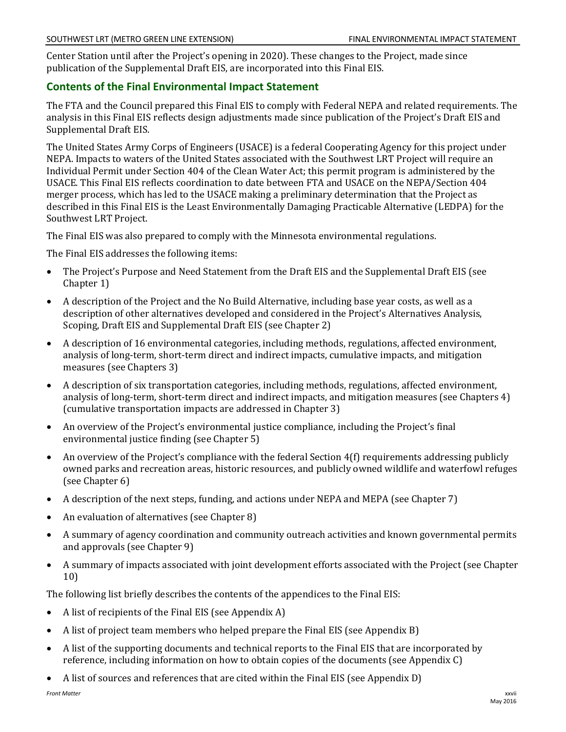Center Station until after the Project's opening in 2020). These changes to the Project, made since publication of the Supplemental Draft EIS, are incorporated into this Final EIS.

## Contents of the Final Environmental Impact Statement

The FTA and the Council prepared this Final EIS to comply with Federal NEPA and related requirements. The analysis in this Final EIS reflects design adjustments made since publication of the Project's Draft EIS and Supplemental Draft EIS.

The United States Army Corps of Engineers (USACE) is a federal Cooperating Agency for this project under NEPA. Impacts to waters of the United States associated with the Southwest LRT Project will require an Individual Permit under Section 404 of the Clean Water Act; this permit program is administered by the USACE. This Final EIS reflects coordination to date between FTA and USACE on the NEPA/Section 404 merger process, which has led to the USACE making a preliminary determination that the Project as described in this Final EIS is the Least Environmentally Damaging Practicable Alternative (LEDPA) for the Southwest LRT Project.

The Final EIS was also prepared to comply with the Minnesota environmental regulations.

The Final EIS addresses the following items:

- The Project's Purpose and Need Statement from the Draft EIS and the Supplemental Draft EIS (see Chapter 1)
- A description of the Project and the No Build Alternative, including base year costs, as well as a description of other alternatives developed and considered in the Project's Alternatives Analysis, Scoping, Draft EIS and Supplemental Draft EIS (see Chapter 2)
- A description of 16 environmental categories, including methods, regulations, affected environment, analysis of long-term, short-term direct and indirect impacts, cumulative impacts, and mitigation measures (see Chapters 3)
- A description of six transportation categories, including methods, regulations, affected environment, analysis of long-term, short-term direct and indirect impacts, and mitigation measures (see Chapters 4) (cumulative transportation impacts are addressed in Chapter 3)
- An overview of the Project's environmental justice compliance, including the Project's final environmental justice finding (see Chapter 5)
- An overview of the Project's compliance with the federal Section 4(f) requirements addressing publicly owned parks and recreation areas, historic resources, and publicly owned wildlife and waterfowl refuges (see Chapter 6)
- A description of the next steps, funding, and actions under NEPA and MEPA (see Chapter 7)
- An evaluation of alternatives (see Chapter 8)
- A summary of agency coordination and community outreach activities and known governmental permits and approvals (see Chapter 9)
- A summary of impacts associated with joint development efforts associated with the Project (see Chapter 10)

The following list briefly describes the contents of the appendices to the Final EIS:

- A list of recipients of the Final EIS (see Appendix A)
- A list of project team members who helped prepare the Final EIS (see Appendix B)
- A list of the supporting documents and technical reports to the Final EIS that are incorporated by reference, including information on how to obtain copies of the documents (see Appendix C)
- A list of sources and references that are cited within the Final EIS (see Appendix D)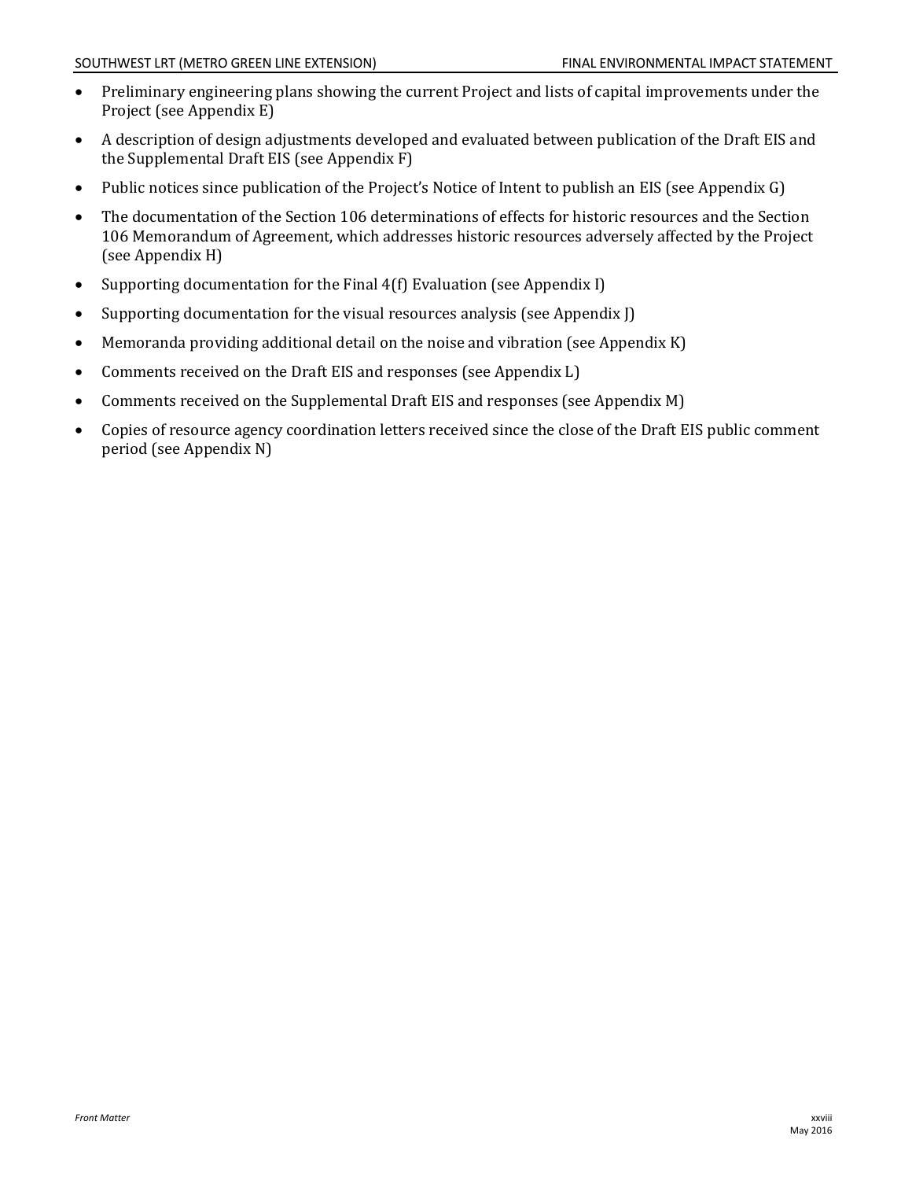- Preliminary engineering plans showing the current Project and lists of capital improvements under the Project (see Appendix E)
- A description of design adjustments developed and evaluated between publication of the Draft EIS and the Supplemental Draft EIS (see Appendix F)
- Public notices since publication of the Project's Notice of Intent to publish an EIS (see Appendix G)
- The documentation of the Section 106 determinations of effects for historic resources and the Section 106 Memorandum of Agreement, which addresses historic resources adversely affected by the Project (see Appendix H)
- Supporting documentation for the Final 4(f) Evaluation (see Appendix I)
- Supporting documentation for the visual resources analysis (see Appendix J)
- Memoranda providing additional detail on the noise and vibration (see Appendix K)
- Comments received on the Draft EIS and responses (see Appendix L)
- Comments received on the Supplemental Draft EIS and responses (see Appendix M)
- Copies of resource agency coordination letters received since the close of the Draft EIS public comment period (see Appendix N)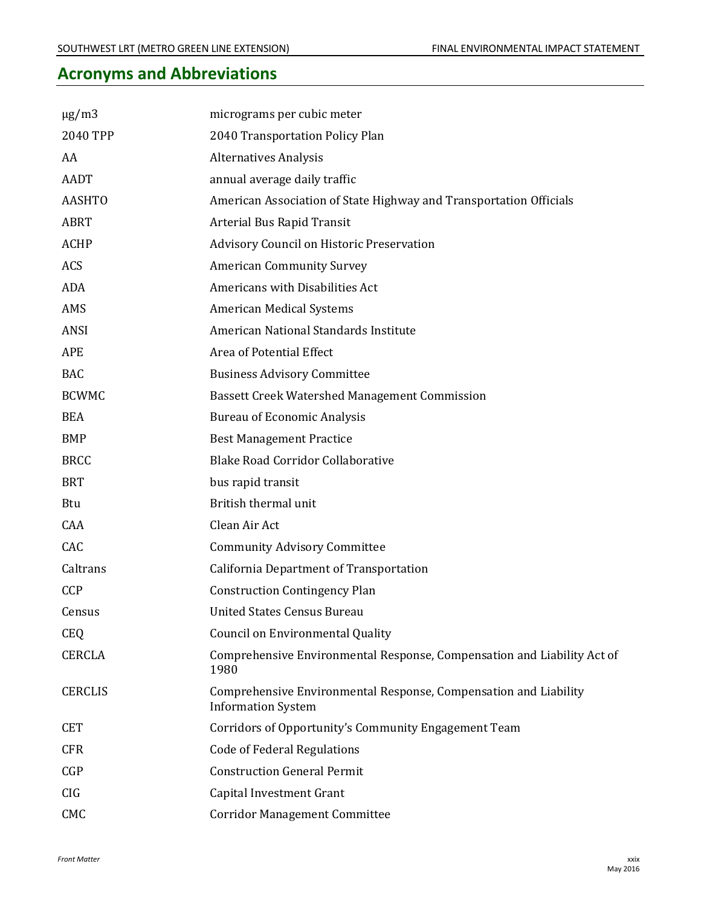## Acronyms and Abbreviations

| | |
|---|---|
| μg/m3 | micrograms per cubic meter |
| 2040 TPP | 2040 Transportation Policy Plan |
| AA | Alternatives Analysis |
| AADT | annual average daily traffic |
| AASHTO | American Association of State Highway and Transportation Officials |
| ABRT | Arterial Bus Rapid Transit |
| ACHP | Advisory Council on Historic Preservation |
| ACS | American Community Survey |
| ADA | Americans with Disabilities Act |
| AMS | American Medical Systems |
| ANSI | American National Standards Institute |
| APE | Area of Potential Effect |
| BAC | Business Advisory Committee |
| BCWMC | Bassett Creek Watershed Management Commission |
| BEA | Bureau of Economic Analysis |
| BMP | Best Management Practice |
| BRCC | Blake Road Corridor Collaborative |
| BRT | bus rapid transit |
| Btu | British thermal unit |
| CAA | Clean Air Act |
| CAC | Community Advisory Committee |
| Caltrans | California Department of Transportation |
| CCP | Construction Contingency Plan |
| Census | United States Census Bureau |
| CEQ | Council on Environmental Quality |
| CERCLA | Comprehensive Environmental Response, Compensation and Liability Act of 1980 |
| CERCLIS | Comprehensive Environmental Response, Compensation and Liability Information System |
| CET | Corridors of Opportunity's Community Engagement Team |
| CFR | Code of Federal Regulations |
| CGP | Construction General Permit |
| CIG | Capital Investment Grant |
| CMC | Corridor Management Committee |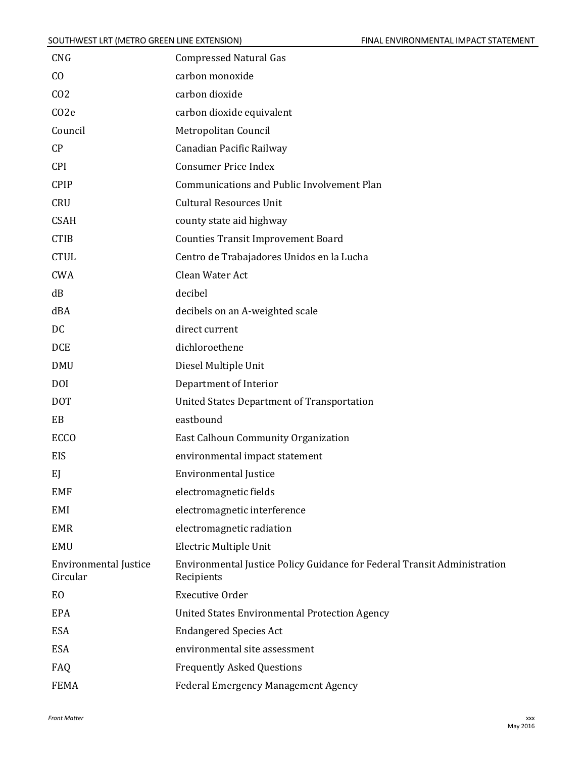| | |
|---|---|
| CNG | Compressed Natural Gas |
| CO | carbon monoxide |
| $CO_2$ | carbon dioxide |
| $CO_2e$ | carbon dioxide equivalent |
| Council | Metropolitan Council |
| CP | Canadian Pacific Railway |
| CPI | Consumer Price Index |
| CPIP | Communications and Public Involvement Plan |
| CRU | Cultural Resources Unit |
| CSAH | county state aid highway |
| CTIB | Counties Transit Improvement Board |
| CTUL | Centro de Trabajadores Unidos en la Lucha |
| CWA | Clean Water Act |
| dB | decibel |
| dBA | decibels on an A-weighted scale |
| DC | direct current |
| DCE | dichloroethene |
| DMU | Diesel Multiple Unit |
| DOI | Department of Interior |
| DOT | United States Department of Transportation |
| EB | eastbound |
| ECCO | East Calhoun Community Organization |
| EIS | environmental impact statement |
| EJ | Environmental Justice |
| EMF | electromagnetic fields |
| EMI | electromagnetic interference |
| EMR | electromagnetic radiation |
| EMU | Electric Multiple Unit |
| Environmental Justice Circular | Environmental Justice Policy Guidance for Federal Transit Administration Recipients |
| EO | Executive Order |
| EPA | United States Environmental Protection Agency |
| ESA | Endangered Species Act |
| ESA | environmental site assessment |
| FAQ | Frequently Asked Questions |
| FEMA | Federal Emergency Management Agency |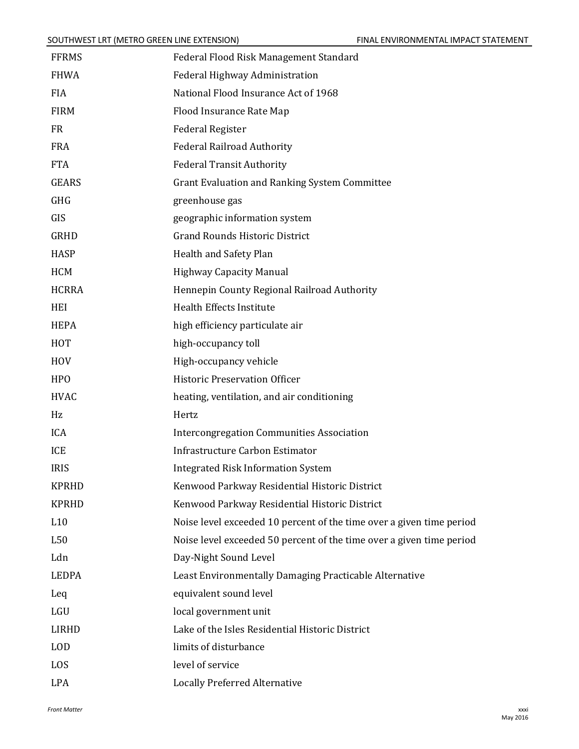| | |
|---|---|
| FFRMS | Federal Flood Risk Management Standard |
| FHWA | Federal Highway Administration |
| FIA | National Flood Insurance Act of 1968 |
| FIRM | Flood Insurance Rate Map |
| FR | Federal Register |
| FRA | Federal Railroad Authority |
| FTA | Federal Transit Authority |
| GEARS | Grant Evaluation and Ranking System Committee |
| GHG | greenhouse gas |
| GIS | geographic information system |
| GRHD | Grand Rounds Historic District |
| HASP | Health and Safety Plan |
| HCM | Highway Capacity Manual |
| HCRRA | Hennepin County Regional Railroad Authority |
| HEI | Health Effects Institute |
| HEPA | high efficiency particulate air |
| HOT | high-occupancy toll |
| HOV | High-occupancy vehicle |
| HPO | Historic Preservation Officer |
| HVAC | heating, ventilation, and air conditioning |
| Hz | Hertz |
| ICA | Intercongregation Communities Association |
| ICE | Infrastructure Carbon Estimator |
| IRIS | Integrated Risk Information System |
| KPRHD | Kenwood Parkway Residential Historic District |
| KPRHD | Kenwood Parkway Residential Historic District |
| L10 | Noise level exceeded 10 percent of the time over a given time period |
| L50 | Noise level exceeded 50 percent of the time over a given time period |
| Ldn | Day-Night Sound Level |
| LEDPA | Least Environmentally Damaging Practicable Alternative |
| Leq | equivalent sound level |
| LGU | local government unit |
| LIRHD | Lake of the Isles Residential Historic District |
| LOD | limits of disturbance |
| LOS | level of service |
| LPA | Locally Preferred Alternative |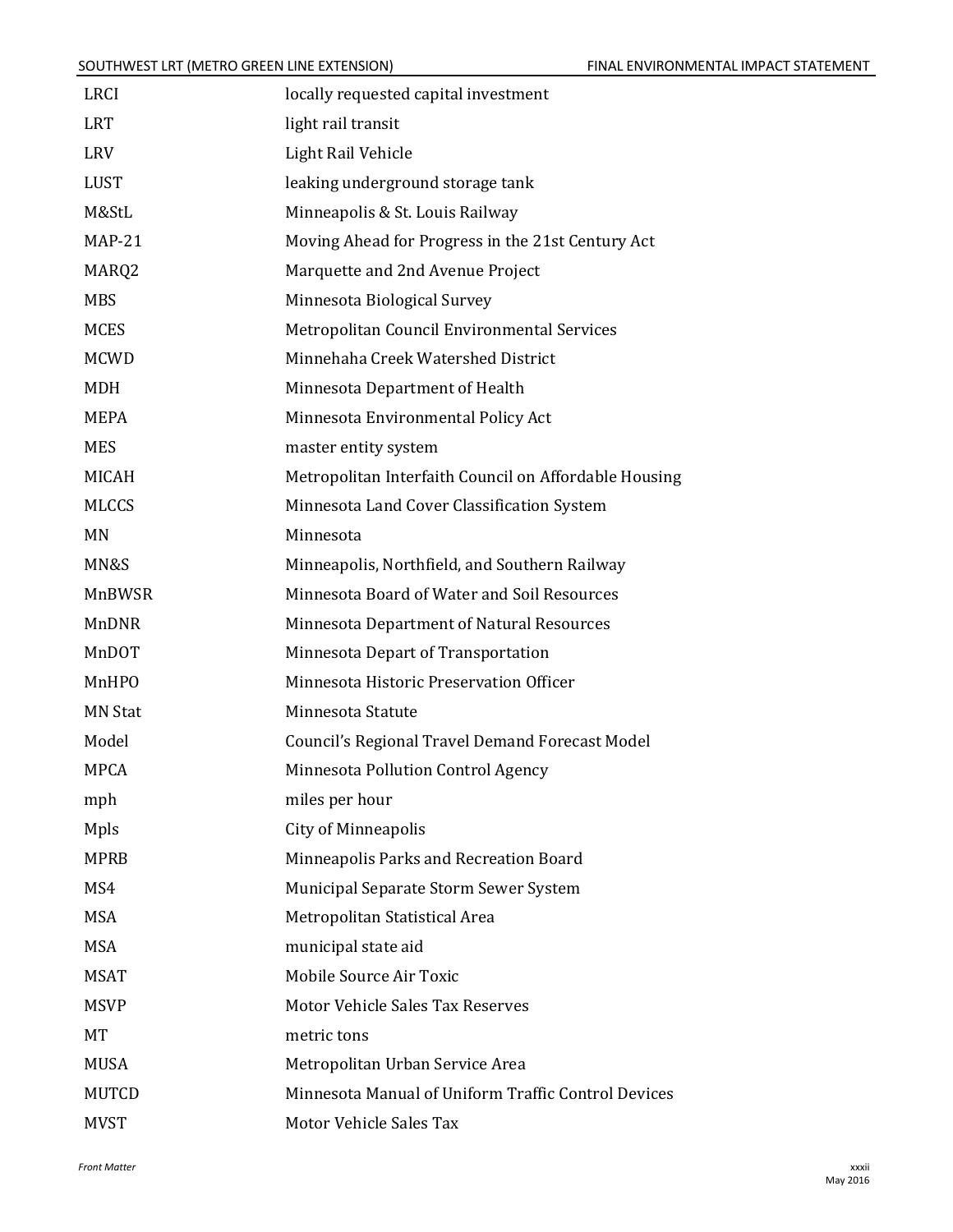| | |
|---|---|
| LRCI | locally requested capital investment |
| LRT | light rail transit |
| LRV | Light Rail Vehicle |
| LUST | leaking underground storage tank |
| M&StL | Minneapolis & St. Louis Railway |
| MAP-21 | Moving Ahead for Progress in the 21st Century Act |
| MARQ2 | Marquette and 2nd Avenue Project |
| MBS | Minnesota Biological Survey |
| MCES | Metropolitan Council Environmental Services |
| MCWD | Minnehaha Creek Watershed District |
| MDH | Minnesota Department of Health |
| MEPA | Minnesota Environmental Policy Act |
| MES | master entity system |
| MICAH | Metropolitan Interfaith Council on Affordable Housing |
| MLCCS | Minnesota Land Cover Classification System |
| MN | Minnesota |
| MN&S | Minneapolis, Northfield, and Southern Railway |
| MnBWSR | Minnesota Board of Water and Soil Resources |
| MnDNR | Minnesota Department of Natural Resources |
| MnDOT | Minnesota Depart of Transportation |
| MnHPO | Minnesota Historic Preservation Officer |
| MN Stat | Minnesota Statute |
| Model | Council's Regional Travel Demand Forecast Model |
| MPCA | Minnesota Pollution Control Agency |
| mph | miles per hour |
| Mpls | City of Minneapolis |
| MPRB | Minneapolis Parks and Recreation Board |
| MS4 | Municipal Separate Storm Sewer System |
| MSA | Metropolitan Statistical Area |
| MSA | municipal state aid |
| MSAT | Mobile Source Air Toxic |
| MSVP | Motor Vehicle Sales Tax Reserves |
| MT | metric tons |
| MUSA | Metropolitan Urban Service Area |
| MUTCD | Minnesota Manual of Uniform Traffic Control Devices |
| MVST | Motor Vehicle Sales Tax |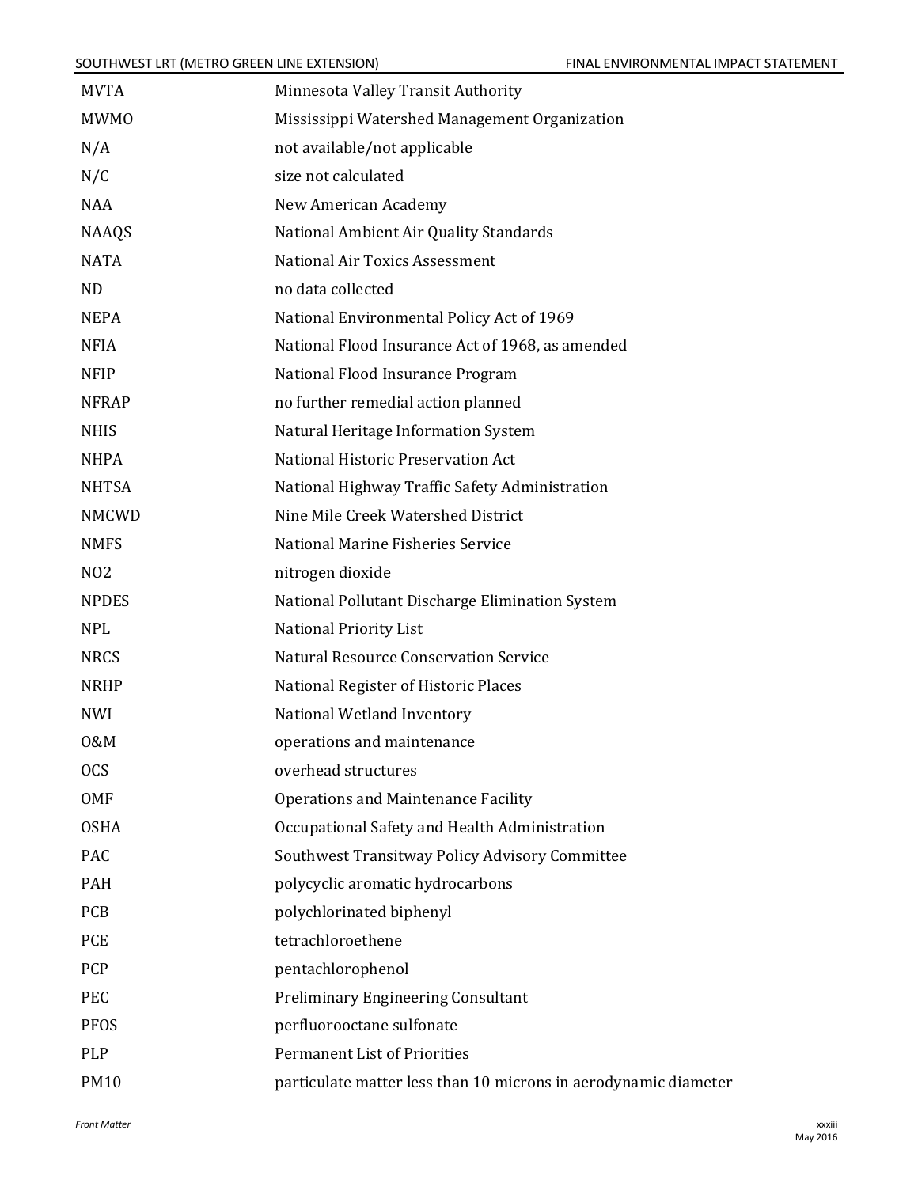| | |
|---|---|
| MVTA | Minnesota Valley Transit Authority |
| MWMO | Mississippi Watershed Management Organization |
| N/A | not available/not applicable |
| N/C | size not calculated |
| NAA | New American Academy |
| NAAQS | National Ambient Air Quality Standards |
| NATA | National Air Toxics Assessment |
| ND | no data collected |
| NEPA | National Environmental Policy Act of 1969 |
| NFIA | National Flood Insurance Act of 1968, as amended |
| NFIP | National Flood Insurance Program |
| NFRAP | no further remedial action planned |
| NHIS | Natural Heritage Information System |
| NHPA | National Historic Preservation Act |
| NHTSA | National Highway Traffic Safety Administration |
| NMCWD | Nine Mile Creek Watershed District |
| NMFS | National Marine Fisheries Service |
| NO2 | nitrogen dioxide |
| NPDES | National Pollutant Discharge Elimination System |
| NPL | National Priority List |
| NRCS | Natural Resource Conservation Service |
| NRHP | National Register of Historic Places |
| NWI | National Wetland Inventory |
| O&M | operations and maintenance |
| OCS | overhead structures |
| OMF | Operations and Maintenance Facility |
| OSHA | Occupational Safety and Health Administration |
| PAC | Southwest Transitway Policy Advisory Committee |
| PAH | polycyclic aromatic hydrocarbons |
| PCB | polychlorinated biphenyl |
| PCE | tetrachloroethene |
| PCP | pentachlorophenol |
| PEC | Preliminary Engineering Consultant |
| PFOS | perfluorooctane sulfonate |
| PLP | Permanent List of Priorities |
| PM10 | particulate matter less than 10 microns in aerodynamic diameter |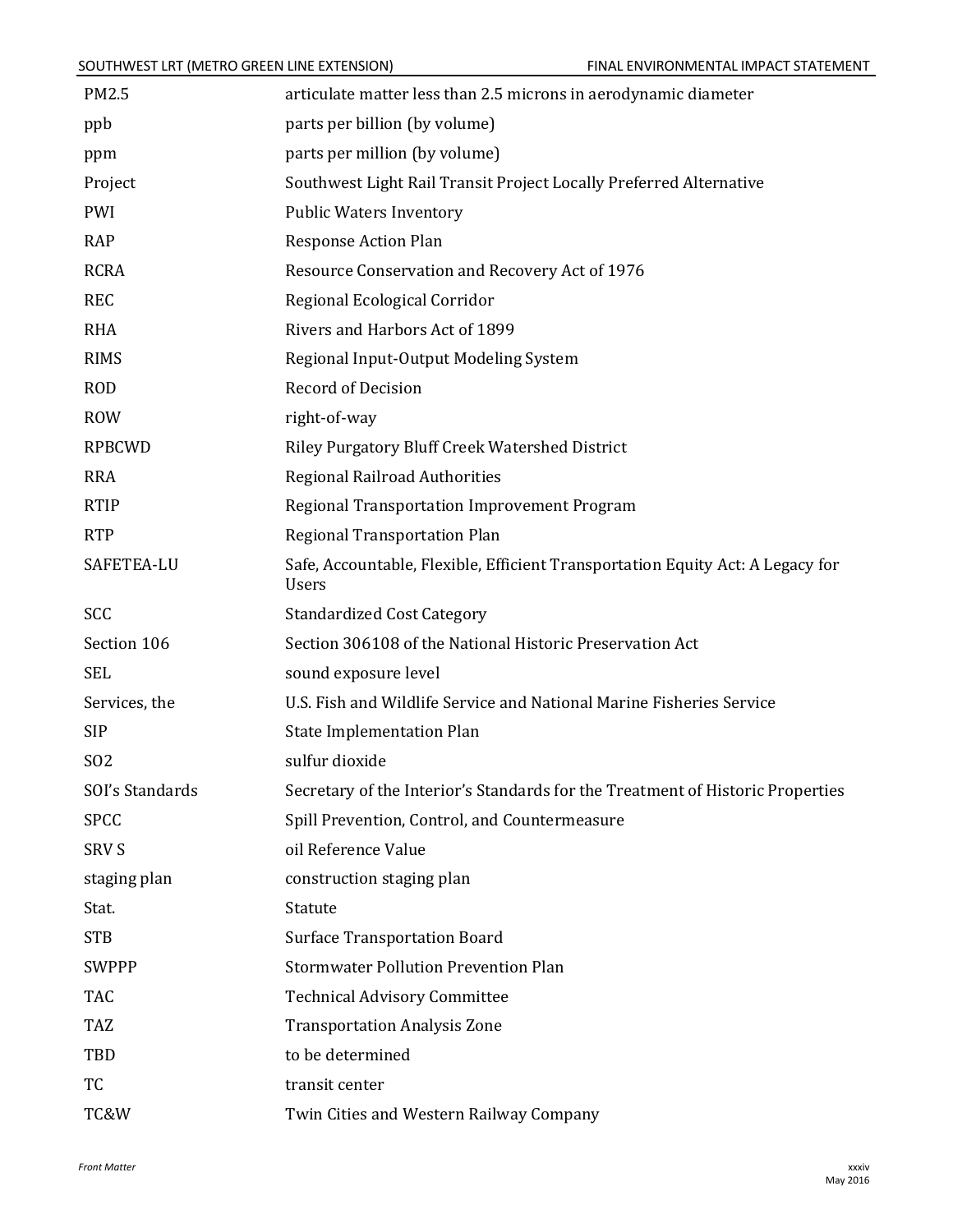| | |
|---|---|
| PM2.5 | articulate matter less than 2.5 microns in aerodynamic diameter |
| ppb | parts per billion (by volume) |
| ppm | parts per million (by volume) |
| Project | Southwest Light Rail Transit Project Locally Preferred Alternative |
| PWI | Public Waters Inventory |
| RAP | Response Action Plan |
| RCRA | Resource Conservation and Recovery Act of 1976 |
| REC | Regional Ecological Corridor |
| RHA | Rivers and Harbors Act of 1899 |
| RIMS | Regional Input-Output Modeling System |
| ROD | Record of Decision |
| ROW | right-of-way |
| RPBCWD | Riley Purgatory Bluff Creek Watershed District |
| RRA | Regional Railroad Authorities |
| RTIP | Regional Transportation Improvement Program |
| RTP | Regional Transportation Plan |
| SAFETEA-LU | Safe, Accountable, Flexible, Efficient Transportation Equity Act: A Legacy for Users |
| SCC | Standardized Cost Category |
| Section 106 | Section 306108 of the National Historic Preservation Act |
| SEL | sound exposure level |
| Services, the | U.S. Fish and Wildlife Service and National Marine Fisheries Service |
| SIP | State Implementation Plan |
| SO2 | sulfur dioxide |
| SOI's Standards | Secretary of the Interior's Standards for the Treatment of Historic Properties |
| SPCC | Spill Prevention, Control, and Countermeasure |
| SRV S | oil Reference Value |
| staging plan | construction staging plan |
| Stat. | Statute |
| STB | Surface Transportation Board |
| SWPPP | Stormwater Pollution Prevention Plan |
| TAC | Technical Advisory Committee |
| TAZ | Transportation Analysis Zone |
| TBD | to be determined |
| TC | transit center |
| TC&W | Twin Cities and Western Railway Company |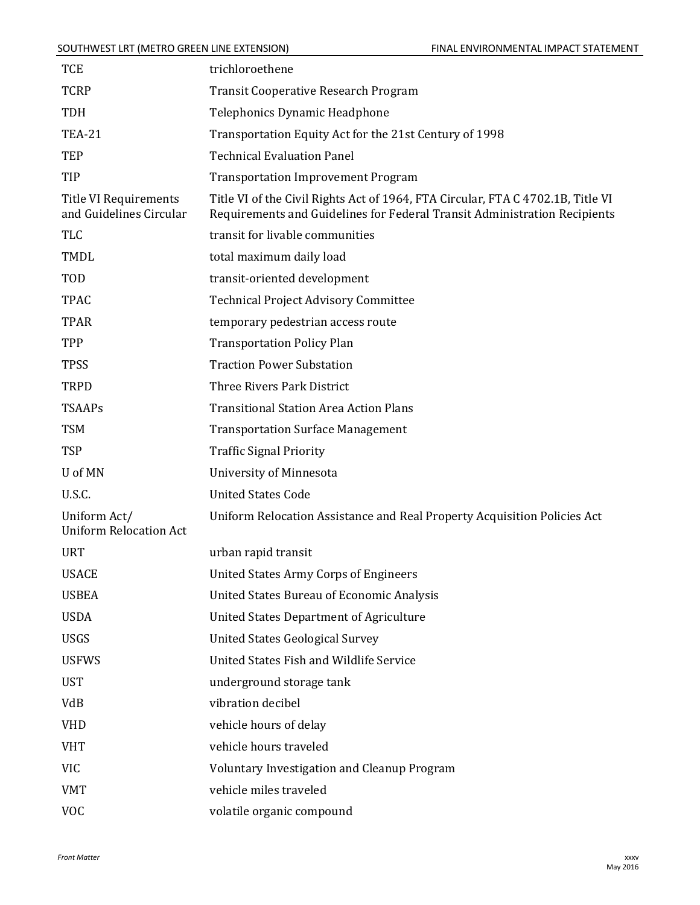| | |
|---|---|
| TCE | trichloroethene |
| TCRP | Transit Cooperative Research Program |
| TDH | Telephonics Dynamic Headphone |
| TEA-21 | Transportation Equity Act for the 21st Century of 1998 |
| TEP | Technical Evaluation Panel |
| TIP | Transportation Improvement Program |
| Title VI Requirements and Guidelines Circular | Title VI of the Civil Rights Act of 1964, FTA Circular, FTA C 4702.1B, Title VI Requirements and Guidelines for Federal Transit Administration Recipients |
| TLC | transit for livable communities |
| TMDL | total maximum daily load |
| TOD | transit-oriented development |
| TPAC | Technical Project Advisory Committee |
| TPAR | temporary pedestrian access route |
| TPP | Transportation Policy Plan |
| TPSS | Traction Power Substation |
| TRPD | Three Rivers Park District |
| TSAAPs | Transitional Station Area Action Plans |
| TSM | Transportation Surface Management |
| TSP | Traffic Signal Priority |
| U of MN | University of Minnesota |
| U.S.C. | United States Code |
| Uniform Act/ Uniform Relocation Act | Uniform Relocation Assistance and Real Property Acquisition Policies Act |
| URT | urban rapid transit |
| USACE | United States Army Corps of Engineers |
| USBEA | United States Bureau of Economic Analysis |
| USDA | United States Department of Agriculture |
| USGS | United States Geological Survey |
| USFWS | United States Fish and Wildlife Service |
| UST | underground storage tank |
| VdB | vibration decibel |
| VHD | vehicle hours of delay |
| VHT | vehicle hours traveled |
| VIC | Voluntary Investigation and Cleanup Program |
| VMT | vehicle miles traveled |
| VOC | volatile organic compound |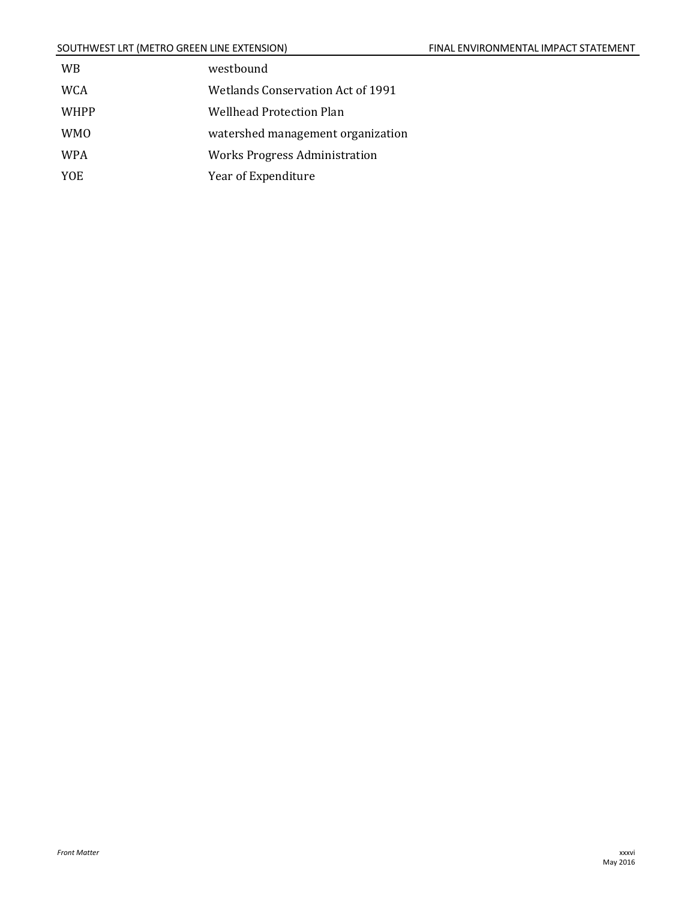| | |
|---|---|
| WB | westbound |
| WCA | Wetlands Conservation Act of 1991 |
| WHPP | Wellhead Protection Plan |
| WMO | watershed management organization |
| WPA | Works Progress Administration |
| YOE | Year of Expenditure |